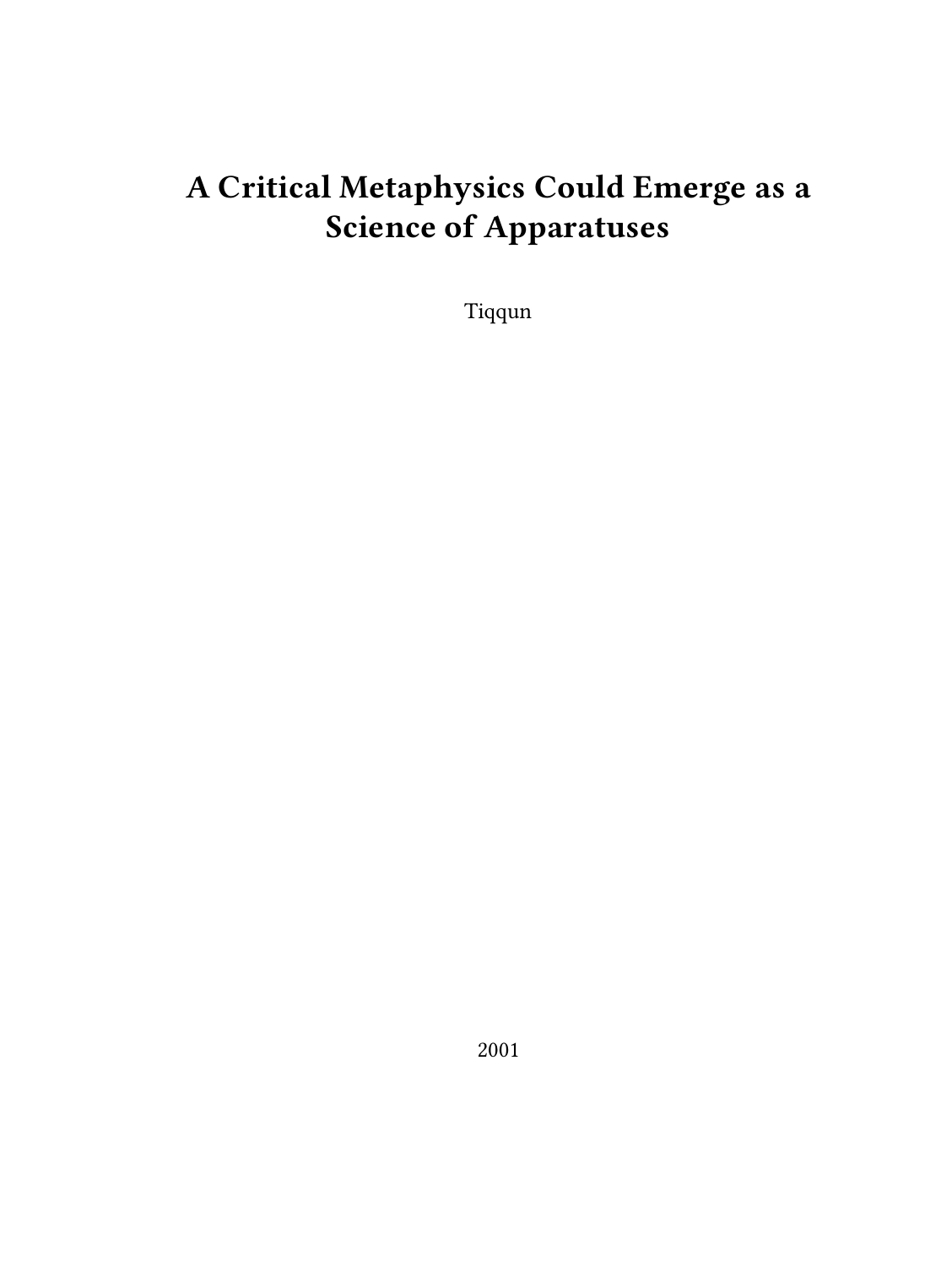# A Critical Metaphysics Could Emerge as a Science of Apparatuses

Tiqqun

2001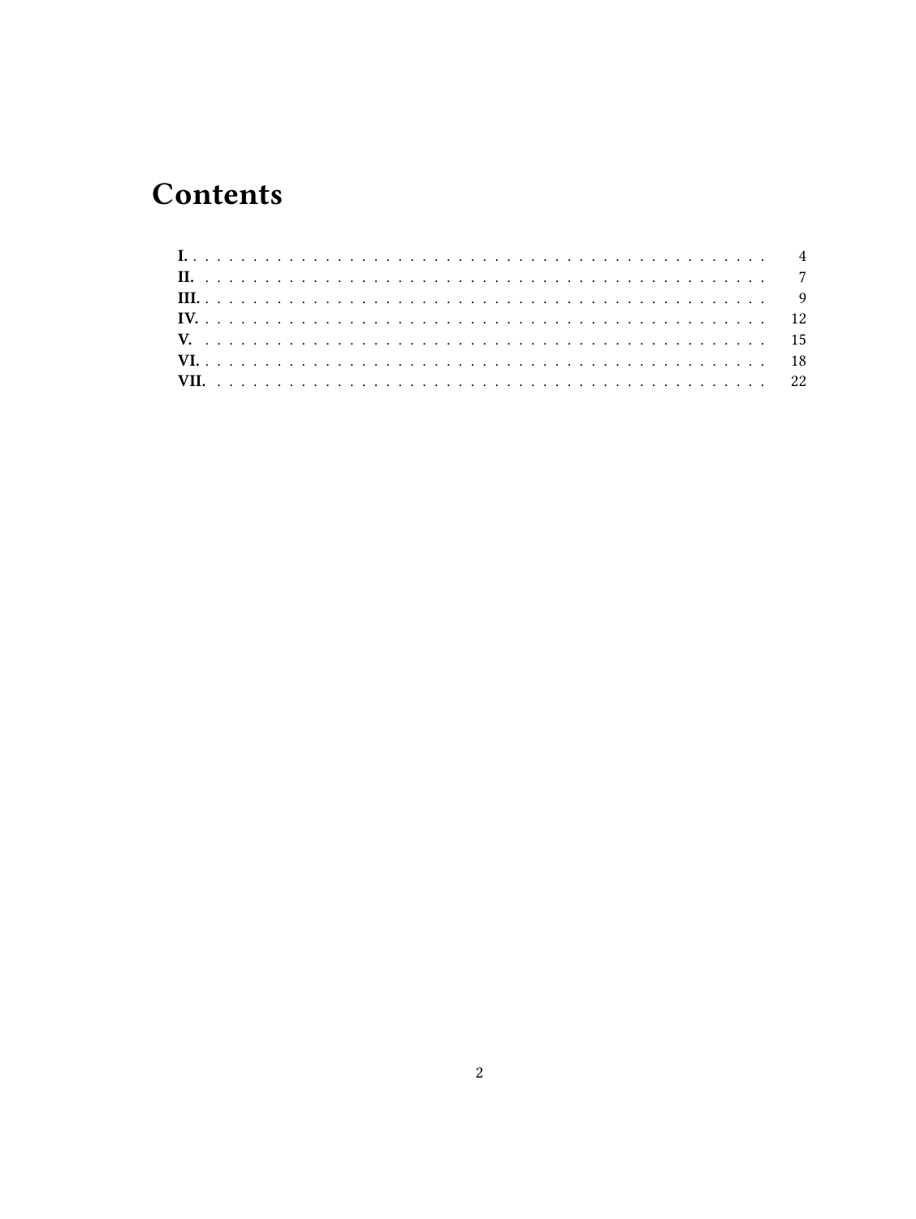# Contents

- **I.** . . . . . . . . . . . . . . . . . . . . . . . . . . . . . . . . . . . . . . . . . . . . . . 4
- **II.** . . . . . . . . . . . . . . . . . . . . . . . . . . . . . . . . . . . . . . . . . . . . . . 7
- **III.** . . . . . . . . . . . . . . . . . . . . . . . . . . . . . . . . . . . . . . . . . . . . . . 9
- **IV.** . . . . . . . . . . . . . . . . . . . . . . . . . . . . . . . . . . . . . . . . . . . . . . 12
- **V.** . . . . . . . . . . . . . . . . . . . . . . . . . . . . . . . . . . . . . . . . . . . . . . 15
- **VI.** . . . . . . . . . . . . . . . . . . . . . . . . . . . . . . . . . . . . . . . . . . . . . . 18
- **VII.** . . . . . . . . . . . . . . . . . . . . . . . . . . . . . . . . . . . . . . . . . . . . . . 22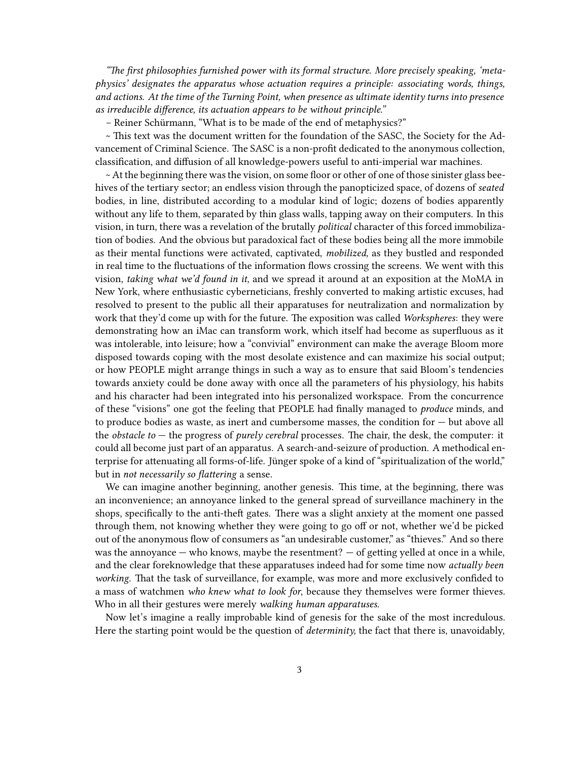*"The first philosophies furnished power with its formal structure. More precisely speaking, 'metaphysics' designates the apparatus whose actuation requires a principle: associating words, things, and actions. At the time of the Turning Point, when presence as ultimate identity turns into presence as irreducible difference, its actuation appears to be without principle."*

– Reiner Schürmann, "What is to be made of the end of metaphysics?"

~ This text was the document written for the foundation of the SASC, the Society for the Advancement of Criminal Science. The SASC is a non-profit dedicated to the anonymous collection, classification, and diffusion of all knowledge-powers useful to anti-imperial war machines.

~ At the beginning there was the vision, on some floor or other of one of those sinister glass beehives of the tertiary sector; an endless vision through the panopticized space, of dozens of *seated* bodies, in line, distributed according to a modular kind of logic; dozens of bodies apparently without any life to them, separated by thin glass walls, tapping away on their computers. In this vision, in turn, there was a revelation of the brutally *political* character of this forced immobilization of bodies. And the obvious but paradoxical fact of these bodies being all the more immobile as their mental functions were activated, captivated, *mobilized,* as they bustled and responded in real time to the fluctuations of the information flows crossing the screens. We went with this vision, *taking what we'd found in it*, and we spread it around at an exposition at the MoMA in New York, where enthusiastic cyberneticians, freshly converted to making artistic excuses, had resolved to present to the public all their apparatuses for neutralization and normalization by work that they'd come up with for the future. The exposition was called *Workspheres*: they were demonstrating how an iMac can transform work, which itself had become as superfluous as it was intolerable, into leisure; how a "convivial" environment can make the average Bloom more disposed towards coping with the most desolate existence and can maximize his social output; or how PEOPLE might arrange things in such a way as to ensure that said Bloom's tendencies towards anxiety could be done away with once all the parameters of his physiology, his habits and his character had been integrated into his personalized workspace. From the concurrence of these "visions" one got the feeling that PEOPLE had finally managed to *produce* minds, and to produce bodies as waste, as inert and cumbersome masses, the condition for — but above all the *obstacle to* — the progress of *purely cerebral* processes. The chair, the desk, the computer: it could all become just part of an apparatus. A search-and-seizure of production. A methodical enterprise for attenuating all forms-of-life. Jünger spoke of a kind of "spiritualization of the world," but in *not necessarily so flattering* a sense.

We can imagine another beginning, another genesis. This time, at the beginning, there was an inconvenience; an annoyance linked to the general spread of surveillance machinery in the shops, specifically to the anti-theft gates. There was a slight anxiety at the moment one passed through them, not knowing whether they were going to go off or not, whether we'd be picked out of the anonymous flow of consumers as "an undesirable customer," as "thieves." And so there was the annoyance — who knows, maybe the resentment? — of getting yelled at once in a while, and the clear foreknowledge that these apparatuses indeed had for some time now *actually been working*. That the task of surveillance, for example, was more and more exclusively confided to a mass of watchmen *who knew what to look for*, because they themselves were former thieves. Who in all their gestures were merely *walking human apparatuses*.

Now let's imagine a really improbable kind of genesis for the sake of the most incredulous. Here the starting point would be the question of *determinity,* the fact that there is, unavoidably,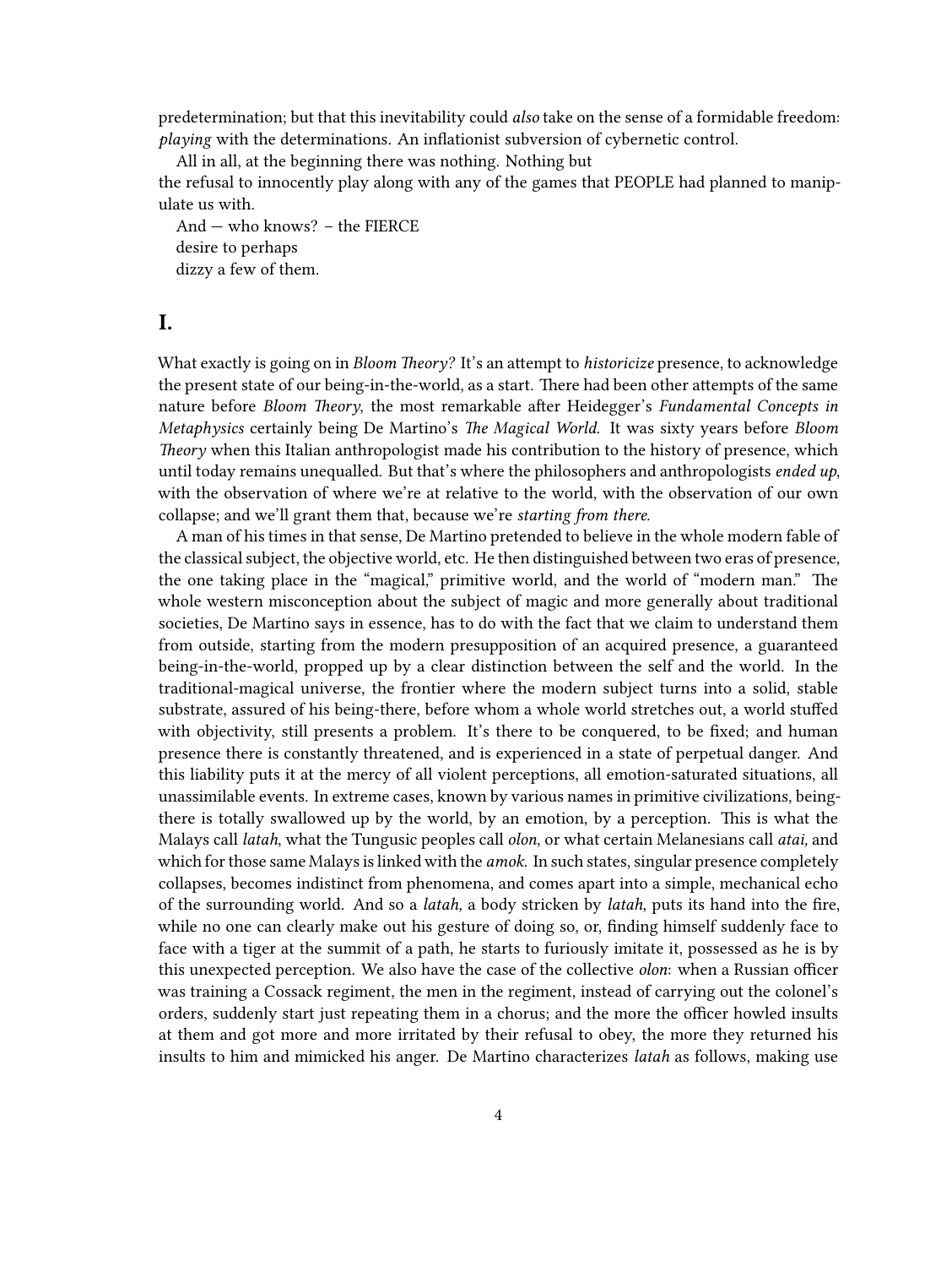predetermination; but that this inevitability could *also* take on the sense of a formidable freedom: *playing* with the determinations. An inflationist subversion of cybernetic control.

All in all, at the beginning there was nothing. Nothing but
the refusal to innocently play along with any of the games that PEOPLE had planned to manipulate us with.

And — who knows? – the FIERCE
desire to perhaps
dizzy a few of them.

## I.

What exactly is going on in *Bloom Theory?* It's an attempt to *historicize* presence, to acknowledge the present state of our being-in-the-world, as a start. There had been other attempts of the same nature before *Bloom Theory*, the most remarkable after Heidegger's *Fundamental Concepts in Metaphysics* certainly being De Martino's *The Magical World.* It was sixty years before *Bloom Theory* when this Italian anthropologist made his contribution to the history of presence, which until today remains unequalled. But that's where the philosophers and anthropologists *ended up*, with the observation of where we're at relative to the world, with the observation of our own collapse; and we'll grant them that, because we're *starting from there.*

A man of his times in that sense, De Martino pretended to believe in the whole modern fable of the classical subject, the objective world, etc. He then distinguished between two eras of presence, the one taking place in the "magical," primitive world, and the world of "modern man." The whole western misconception about the subject of magic and more generally about traditional societies, De Martino says in essence, has to do with the fact that we claim to understand them from outside, starting from the modern presupposition of an acquired presence, a guaranteed being-in-the-world, propped up by a clear distinction between the self and the world. In the traditional-magical universe, the frontier where the modern subject turns into a solid, stable substrate, assured of his being-there, before whom a whole world stretches out, a world stuffed with objectivity, still presents a problem. It's there to be conquered, to be fixed; and human presence there is constantly threatened, and is experienced in a state of perpetual danger. And this liability puts it at the mercy of all violent perceptions, all emotion-saturated situations, all unassimilable events. In extreme cases, known by various names in primitive civilizations, being-there is totally swallowed up by the world, by an emotion, by a perception. This is what the Malays call *latah*, what the Tungusic peoples call *olon*, or what certain Melanesians call *atai,* and which for those same Malays is linked with the *amok.* In such states, singular presence completely collapses, becomes indistinct from phenomena, and comes apart into a simple, mechanical echo of the surrounding world. And so a *latah,* a body stricken by *latah*, puts its hand into the fire, while no one can clearly make out his gesture of doing so, or, finding himself suddenly face to face with a tiger at the summit of a path, he starts to furiously imitate it, possessed as he is by this unexpected perception. We also have the case of the collective *olon*: when a Russian officer was training a Cossack regiment, the men in the regiment, instead of carrying out the colonel's orders, suddenly start just repeating them in a chorus; and the more the officer howled insults at them and got more and more irritated by their refusal to obey, the more they returned his insults to him and mimicked his anger. De Martino characterizes *latah* as follows, making use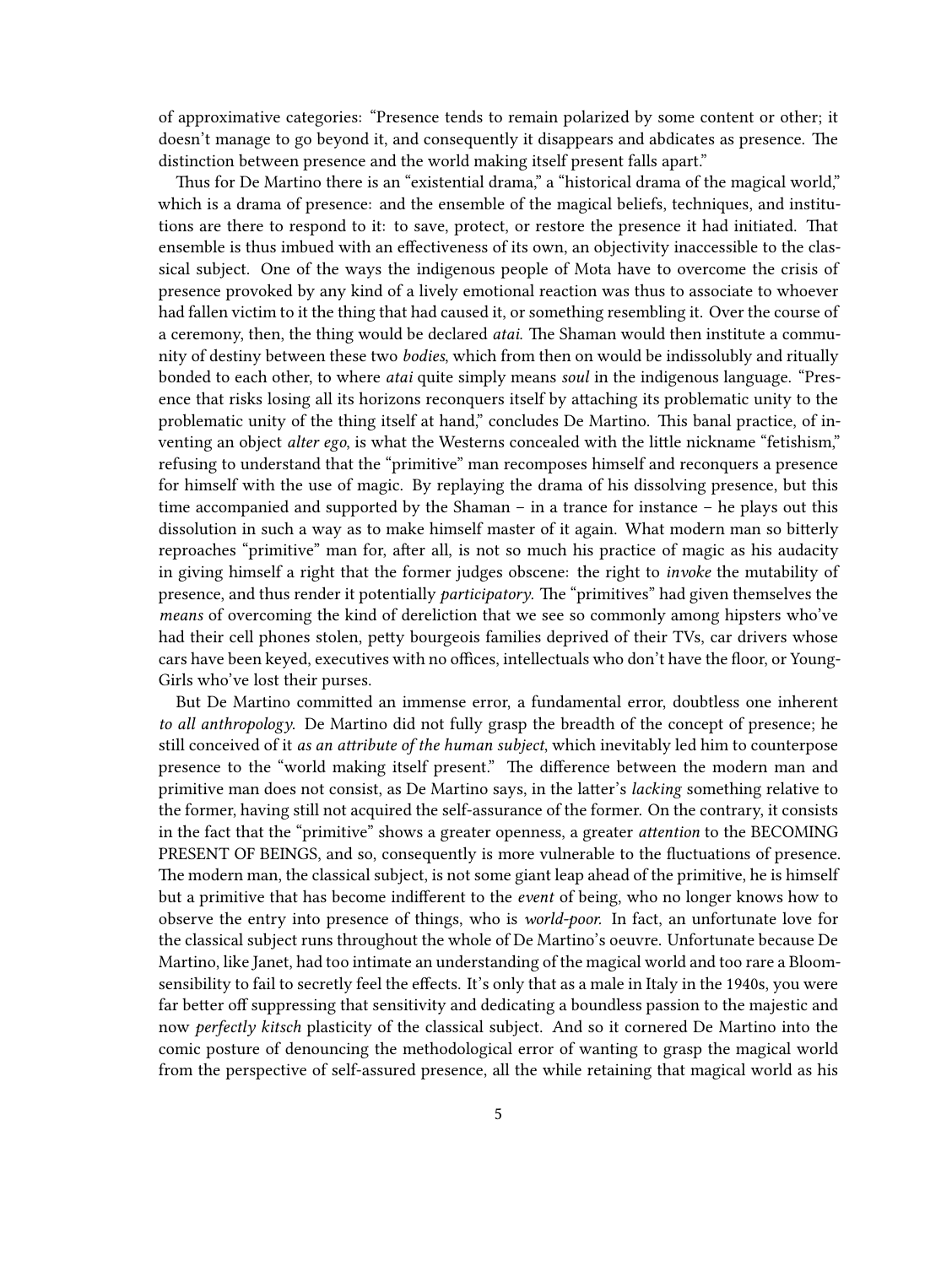of approximative categories: "Presence tends to remain polarized by some content or other; it doesn't manage to go beyond it, and consequently it disappears and abdicates as presence. The distinction between presence and the world making itself present falls apart."

Thus for De Martino there is an "existential drama," a "historical drama of the magical world," which is a drama of presence: and the ensemble of the magical beliefs, techniques, and institutions are there to respond to it: to save, protect, or restore the presence it had initiated. That ensemble is thus imbued with an effectiveness of its own, an objectivity inaccessible to the classical subject. One of the ways the indigenous people of Mota have to overcome the crisis of presence provoked by any kind of a lively emotional reaction was thus to associate to whoever had fallen victim to it the thing that had caused it, or something resembling it. Over the course of a ceremony, then, the thing would be declared *atai.* The Shaman would then institute a community of destiny between these two *bodies*, which from then on would be indissolubly and ritually bonded to each other, to where *atai* quite simply means *soul* in the indigenous language. "Presence that risks losing all its horizons reconquers itself by attaching its problematic unity to the problematic unity of the thing itself at hand," concludes De Martino. This banal practice, of inventing an object *alter ego,* is what the Westerns concealed with the little nickname "fetishism," refusing to understand that the "primitive" man recomposes himself and reconquers a presence for himself with the use of magic. By replaying the drama of his dissolving presence, but this time accompanied and supported by the Shaman – in a trance for instance – he plays out this dissolution in such a way as to make himself master of it again. What modern man so bitterly reproaches "primitive" man for, after all, is not so much his practice of magic as his audacity in giving himself a right that the former judges obscene: the right to *invoke* the mutability of presence, and thus render it potentially *participatory.* The "primitives" had given themselves the *means* of overcoming the kind of dereliction that we see so commonly among hipsters who've had their cell phones stolen, petty bourgeois families deprived of their TVs, car drivers whose cars have been keyed, executives with no offices, intellectuals who don't have the floor, or Young-Girls who've lost their purses.

But De Martino committed an immense error, a fundamental error, doubtless one inherent *to all anthropology*. De Martino did not fully grasp the breadth of the concept of presence; he still conceived of it *as an attribute of the human subject*, which inevitably led him to counterpose presence to the "world making itself present." The difference between the modern man and primitive man does not consist, as De Martino says, in the latter's *lacking* something relative to the former, having still not acquired the self-assurance of the former. On the contrary, it consists in the fact that the "primitive" shows a greater openness, a greater *attention* to the BECOMING PRESENT OF BEINGS, and so, consequently is more vulnerable to the fluctuations of presence. The modern man, the classical subject, is not some giant leap ahead of the primitive, he is himself but a primitive that has become indifferent to the *event* of being, who no longer knows how to observe the entry into presence of things, who is *world-poor.* In fact, an unfortunate love for the classical subject runs throughout the whole of De Martino's oeuvre. Unfortunate because De Martino, like Janet, had too intimate an understanding of the magical world and too rare a Bloom-sensibility to fail to secretly feel the effects. It's only that as a male in Italy in the 1940s, you were far better off suppressing that sensitivity and dedicating a boundless passion to the majestic and now *perfectly kitsch* plasticity of the classical subject. And so it cornered De Martino into the comic posture of denouncing the methodological error of wanting to grasp the magical world from the perspective of self-assured presence, all the while retaining that magical world as his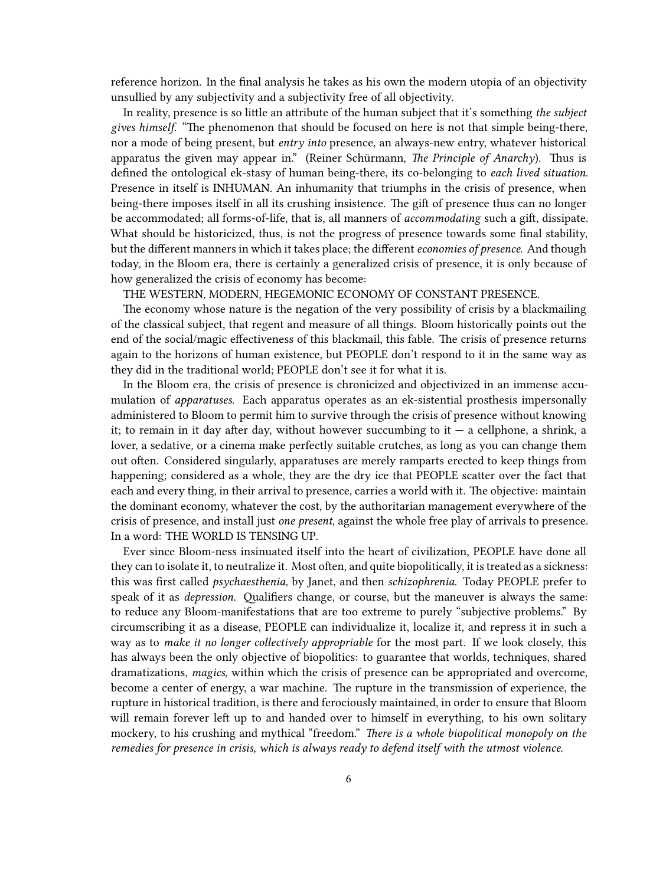reference horizon. In the final analysis he takes as his own the modern utopia of an objectivity unsullied by any subjectivity and a subjectivity free of all objectivity.

In reality, presence is so little an attribute of the human subject that it's something *the subject gives himself.* "The phenomenon that should be focused on here is not that simple being-there, nor a mode of being present, but *entry into* presence, an always-new entry, whatever historical apparatus the given may appear in." (Reiner Schürmann, *The Principle of Anarchy*). Thus is defined the ontological ek-stasy of human being-there, its co-belonging to *each lived situation.* Presence in itself is INHUMAN. An inhumanity that triumphs in the crisis of presence, when being-there imposes itself in all its crushing insistence. The gift of presence thus can no longer be accommodated; all forms-of-life, that is, all manners of *accommodating* such a gift, dissipate. What should be historicized, thus, is not the progress of presence towards some final stability, but the different manners in which it takes place; the different *economies of presence.* And though today, in the Bloom era, there is certainly a generalized crisis of presence, it is only because of how generalized the crisis of economy has become:

THE WESTERN, MODERN, HEGEMONIC ECONOMY OF CONSTANT PRESENCE.

The economy whose nature is the negation of the very possibility of crisis by a blackmailing of the classical subject, that regent and measure of all things. Bloom historically points out the end of the social/magic effectiveness of this blackmail, this fable. The crisis of presence returns again to the horizons of human existence, but PEOPLE don't respond to it in the same way as they did in the traditional world; PEOPLE don't see it for what it is.

In the Bloom era, the crisis of presence is chronicized and objectivized in an immense accumulation of *apparatuses.* Each apparatus operates as an ek-sistential prosthesis impersonally administered to Bloom to permit him to survive through the crisis of presence without knowing it; to remain in it day after day, without however succumbing to it — a cellphone, a shrink, a lover, a sedative, or a cinema make perfectly suitable crutches, as long as you can change them out often. Considered singularly, apparatuses are merely ramparts erected to keep things from happening; considered as a whole, they are the dry ice that PEOPLE scatter over the fact that each and every thing, in their arrival to presence, carries a world with it. The objective: maintain the dominant economy, whatever the cost, by the authoritarian management everywhere of the crisis of presence, and install just *one present,* against the whole free play of arrivals to presence. In a word: THE WORLD IS TENSING UP.

Ever since Bloom-ness insinuated itself into the heart of civilization, PEOPLE have done all they can to isolate it, to neutralize it. Most often, and quite biopolitically, it is treated as a sickness: this was first called *psychaesthenia,* by Janet, and then *schizophrenia.* Today PEOPLE prefer to speak of it as *depression.* Qualifiers change, or course, but the maneuver is always the same: to reduce any Bloom-manifestations that are too extreme to purely "subjective problems." By circumscribing it as a disease, PEOPLE can individualize it, localize it, and repress it in such a way as to *make it no longer collectively appropriable* for the most part. If we look closely, this has always been the only objective of biopolitics: to guarantee that worlds, techniques, shared dramatizations, *magics,* within which the crisis of presence can be appropriated and overcome, become a center of energy, a war machine. The rupture in the transmission of experience, the rupture in historical tradition, is there and ferociously maintained, in order to ensure that Bloom will remain forever left up to and handed over to himself in everything, to his own solitary mockery, to his crushing and mythical "freedom." *There is a whole biopolitical monopoly on the remedies for presence in crisis, which is always ready to defend itself with the utmost violence.*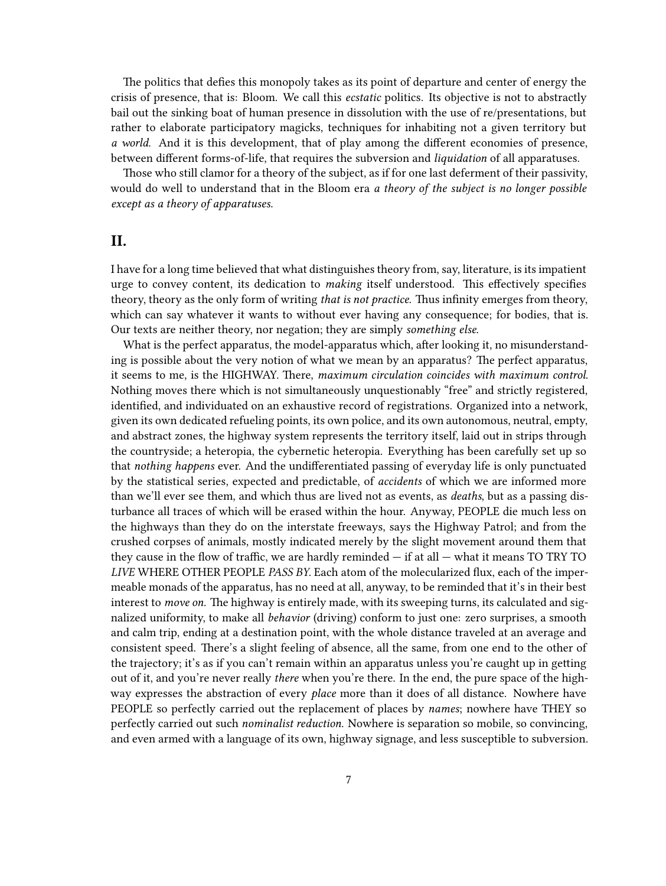The politics that defies this monopoly takes as its point of departure and center of energy the crisis of presence, that is: Bloom. We call this *ecstatic* politics. Its objective is not to abstractly bail out the sinking boat of human presence in dissolution with the use of re/presentations, but rather to elaborate participatory magicks, techniques for inhabiting not a given territory but *a world*. And it is this development, that of play among the different economies of presence, between different forms-of-life, that requires the subversion and *liquidation* of all apparatuses.

Those who still clamor for a theory of the subject, as if for one last deferment of their passivity, would do well to understand that in the Bloom era *a theory of the subject is no longer possible except as a theory of apparatuses.*

## II.

I have for a long time believed that what distinguishes theory from, say, literature, is its impatient urge to convey content, its dedication to *making* itself understood. This effectively specifies theory, theory as the only form of writing *that is not practice.* Thus infinity emerges from theory, which can say whatever it wants to without ever having any consequence; for bodies, that is. Our texts are neither theory, nor negation; they are simply *something else.*

What is the perfect apparatus, the model-apparatus which, after looking it, no misunderstanding is possible about the very notion of what we mean by an apparatus? The perfect apparatus, it seems to me, is the HIGHWAY. There, *maximum circulation coincides with maximum control.* Nothing moves there which is not simultaneously unquestionably "free" and strictly registered, identified, and individuated on an exhaustive record of registrations. Organized into a network, given its own dedicated refueling points, its own police, and its own autonomous, neutral, empty, and abstract zones, the highway system represents the territory itself, laid out in strips through the countryside; a heteropia, the cybernetic heteropia. Everything has been carefully set up so that *nothing happens* ever. And the undifferentiated passing of everyday life is only punctuated by the statistical series, expected and predictable, of *accidents* of which we are informed more than we'll ever see them, and which thus are lived not as events, as *deaths*, but as a passing disturbance all traces of which will be erased within the hour. Anyway, PEOPLE die much less on the highways than they do on the interstate freeways, says the Highway Patrol; and from the crushed corpses of animals, mostly indicated merely by the slight movement around them that they cause in the flow of traffic, we are hardly reminded — if at all — what it means TO TRY TO *LIVE* WHERE OTHER PEOPLE *PASS BY.* Each atom of the molecularized flux, each of the impermeable monads of the apparatus, has no need at all, anyway, to be reminded that it's in their best interest to *move on.* The highway is entirely made, with its sweeping turns, its calculated and signalized uniformity, to make all *behavior* (driving) conform to just one: zero surprises, a smooth and calm trip, ending at a destination point, with the whole distance traveled at an average and consistent speed. There's a slight feeling of absence, all the same, from one end to the other of the trajectory; it's as if you can't remain within an apparatus unless you're caught up in getting out of it, and you're never really *there* when you're there. In the end, the pure space of the highway expresses the abstraction of every *place* more than it does of all distance. Nowhere have PEOPLE so perfectly carried out the replacement of places by *names*; nowhere have THEY so perfectly carried out such *nominalist reduction.* Nowhere is separation so mobile, so convincing, and even armed with a language of its own, highway signage, and less susceptible to subversion.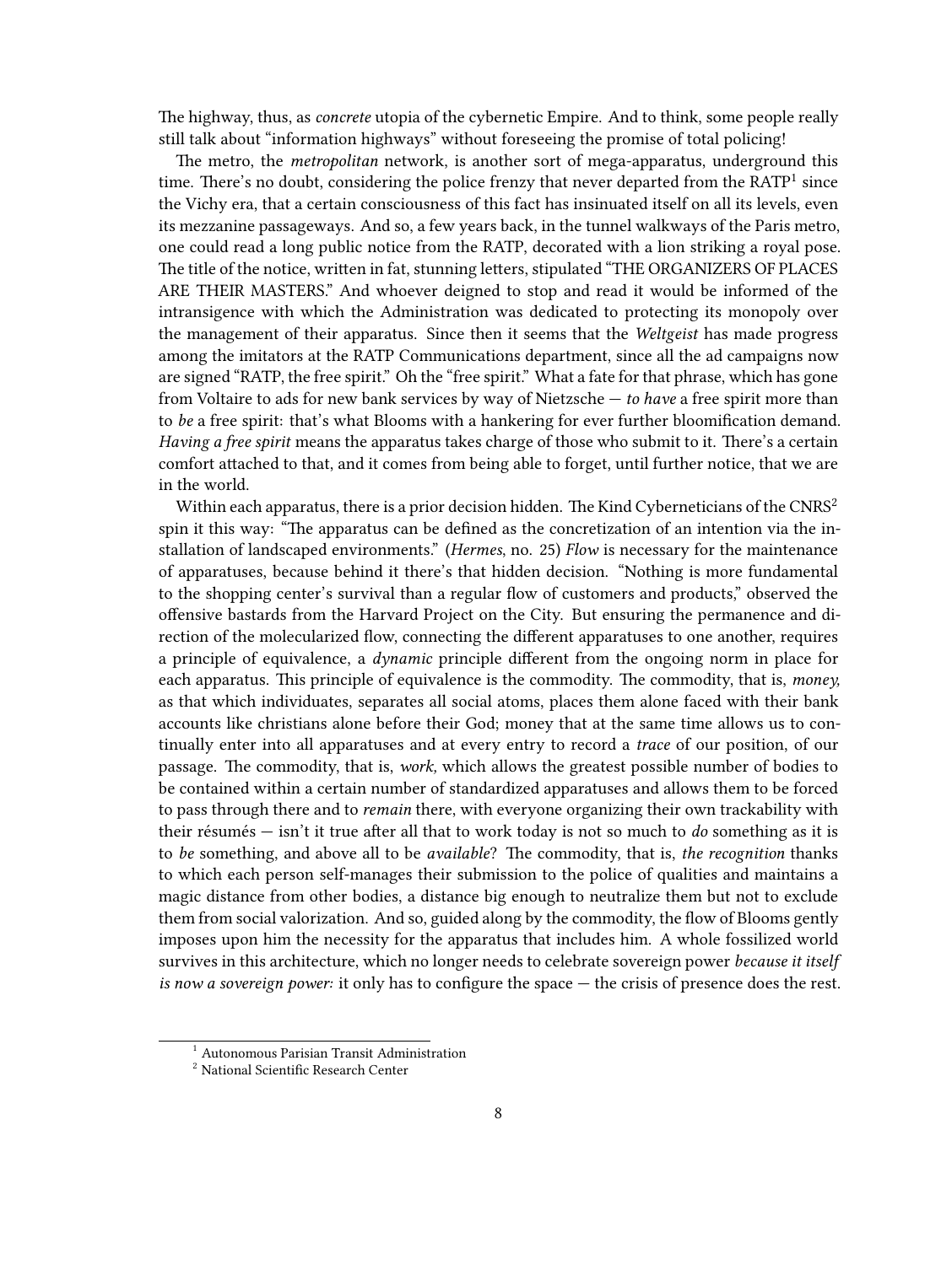The highway, thus, as *concrete* utopia of the cybernetic Empire. And to think, some people really still talk about "information highways" without foreseeing the promise of total policing!

The metro, the *metropolitan* network, is another sort of mega-apparatus, underground this time. There's no doubt, considering the police frenzy that never departed from the RATP[1] since the Vichy era, that a certain consciousness of this fact has insinuated itself on all its levels, even its mezzanine passageways. And so, a few years back, in the tunnel walkways of the Paris metro, one could read a long public notice from the RATP, decorated with a lion striking a royal pose. The title of the notice, written in fat, stunning letters, stipulated "THE ORGANIZERS OF PLACES ARE THEIR MASTERS." And whoever deigned to stop and read it would be informed of the intransigence with which the Administration was dedicated to protecting its monopoly over the management of their apparatus. Since then it seems that the *Weltgeist* has made progress among the imitators at the RATP Communications department, since all the ad campaigns now are signed "RATP, the free spirit." Oh the "free spirit." What a fate for that phrase, which has gone from Voltaire to ads for new bank services by way of Nietzsche — *to have* a free spirit more than to *be* a free spirit: that's what Blooms with a hankering for ever further bloomification demand. *Having a free spirit* means the apparatus takes charge of those who submit to it. There's a certain comfort attached to that, and it comes from being able to forget, until further notice, that we are in the world.

Within each apparatus, there is a prior decision hidden. The Kind Cyberneticians of the CNRS[2] spin it this way: "The apparatus can be defined as the concretization of an intention via the installation of landscaped environments." (*Hermes,* no. 25) *Flow* is necessary for the maintenance of apparatuses, because behind it there's that hidden decision. "Nothing is more fundamental to the shopping center's survival than a regular flow of customers and products," observed the offensive bastards from the Harvard Project on the City. But ensuring the permanence and direction of the molecularized flow, connecting the different apparatuses to one another, requires a principle of equivalence, a *dynamic* principle different from the ongoing norm in place for each apparatus. This principle of equivalence is the commodity. The commodity, that is, *money,* as that which individuates, separates all social atoms, places them alone faced with their bank accounts like christians alone before their God; money that at the same time allows us to continually enter into all apparatuses and at every entry to record a *trace* of our position, of our passage. The commodity, that is, *work,* which allows the greatest possible number of bodies to be contained within a certain number of standardized apparatuses and allows them to be forced to pass through there and to *remain* there, with everyone organizing their own trackability with their résumés — isn't it true after all that to work today is not so much to *do* something as it is to *be* something, and above all to be *available*? The commodity, that is, *the recognition* thanks to which each person self-manages their submission to the police of qualities and maintains a magic distance from other bodies, a distance big enough to neutralize them but not to exclude them from social valorization. And so, guided along by the commodity, the flow of Blooms gently imposes upon him the necessity for the apparatus that includes him. A whole fossilized world survives in this architecture, which no longer needs to celebrate sovereign power *because it itself is now a sovereign power:* it only has to configure the space — the crisis of presence does the rest.

---

[1] Autonomous Parisian Transit Administration

[2] National Scientific Research Center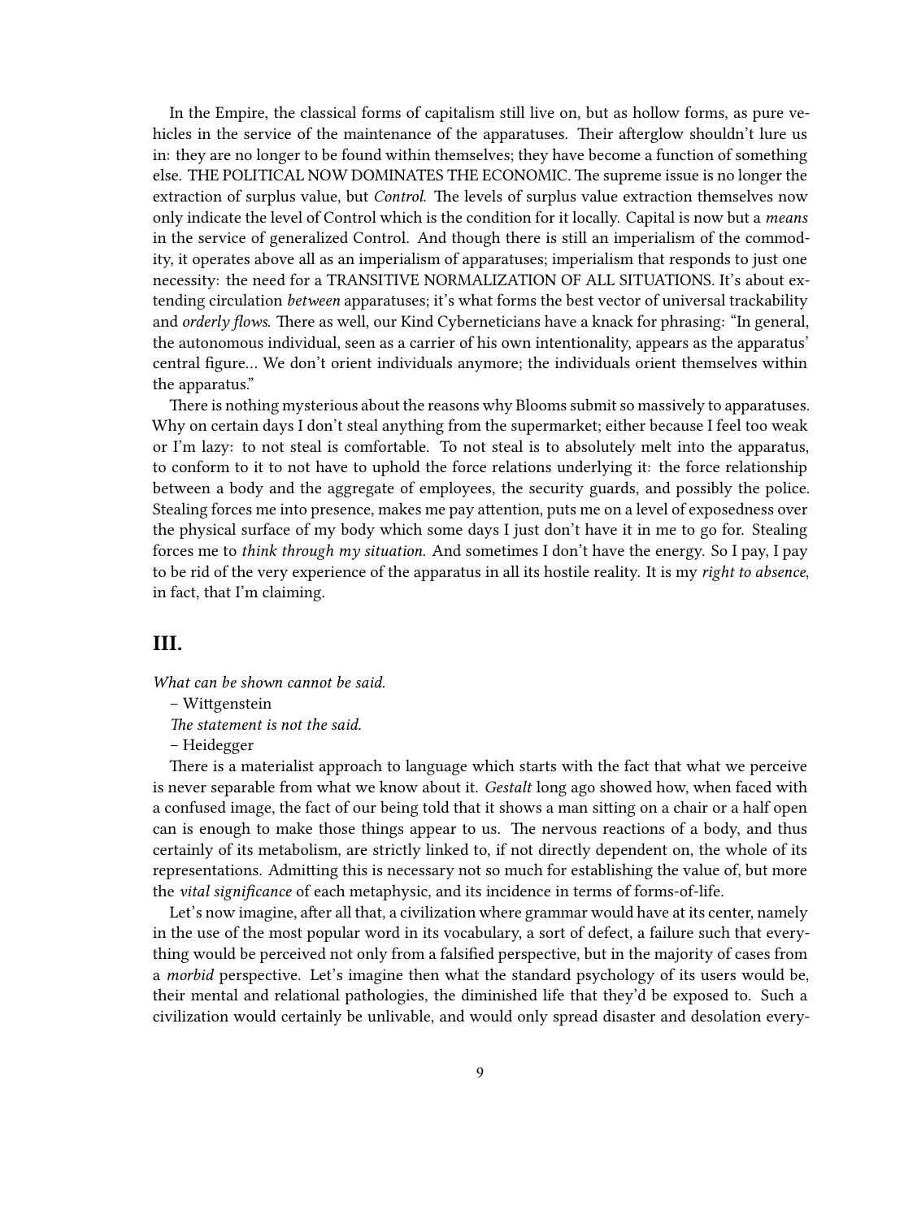In the Empire, the classical forms of capitalism still live on, but as hollow forms, as pure vehicles in the service of the maintenance of the apparatuses. Their afterglow shouldn't lure us in: they are no longer to be found within themselves; they have become a function of something else. THE POLITICAL NOW DOMINATES THE ECONOMIC. The supreme issue is no longer the extraction of surplus value, but *Control*. The levels of surplus value extraction themselves now only indicate the level of Control which is the condition for it locally. Capital is now but a *means* in the service of generalized Control. And though there is still an imperialism of the commodity, it operates above all as an imperialism of apparatuses; imperialism that responds to just one necessity: the need for a TRANSITIVE NORMALIZATION OF ALL SITUATIONS. It's about extending circulation *between* apparatuses; it's what forms the best vector of universal trackability and *orderly flows*. There as well, our Kind Cyberneticians have a knack for phrasing: "In general, the autonomous individual, seen as a carrier of his own intentionality, appears as the apparatus' central figure… We don't orient individuals anymore; the individuals orient themselves within the apparatus."

There is nothing mysterious about the reasons why Blooms submit so massively to apparatuses. Why on certain days I don't steal anything from the supermarket; either because I feel too weak or I'm lazy: to not steal is comfortable. To not steal is to absolutely melt into the apparatus, to conform to it to not have to uphold the force relations underlying it: the force relationship between a body and the aggregate of employees, the security guards, and possibly the police. Stealing forces me into presence, makes me pay attention, puts me on a level of exposedness over the physical surface of my body which some days I just don't have it in me to go for. Stealing forces me to *think through my situation*. And sometimes I don't have the energy. So I pay, I pay to be rid of the very experience of the apparatus in all its hostile reality. It is my *right to absence*, in fact, that I'm claiming.

## III.

*What can be shown cannot be said.*

– Wittgenstein

*The statement is not the said.*

– Heidegger

There is a materialist approach to language which starts with the fact that what we perceive is never separable from what we know about it. *Gestalt* long ago showed how, when faced with a confused image, the fact of our being told that it shows a man sitting on a chair or a half open can is enough to make those things appear to us. The nervous reactions of a body, and thus certainly of its metabolism, are strictly linked to, if not directly dependent on, the whole of its representations. Admitting this is necessary not so much for establishing the value of, but more the *vital significance* of each metaphysic, and its incidence in terms of forms-of-life.

Let's now imagine, after all that, a civilization where grammar would have at its center, namely in the use of the most popular word in its vocabulary, a sort of defect, a failure such that everything would be perceived not only from a falsified perspective, but in the majority of cases from a *morbid* perspective. Let's imagine then what the standard psychology of its users would be, their mental and relational pathologies, the diminished life that they'd be exposed to. Such a civilization would certainly be unlivable, and would only spread disaster and desolation every-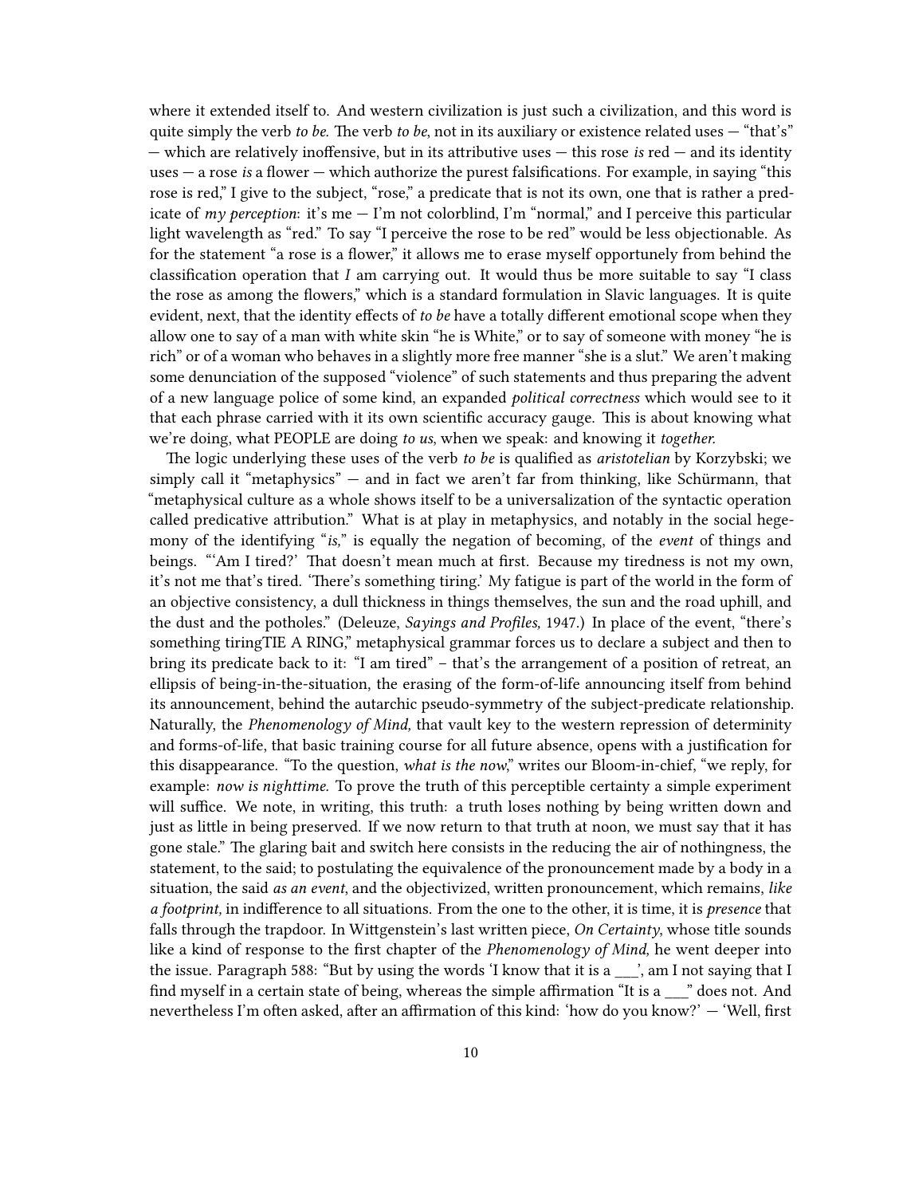where it extended itself to. And western civilization is just such a civilization, and this word is quite simply the verb *to be.* The verb *to be*, not in its auxiliary or existence related uses — "that's" — which are relatively inoffensive, but in its attributive uses — this rose *is* red — and its identity uses — a rose *is* a flower — which authorize the purest falsifications. For example, in saying "this rose is red," I give to the subject, "rose," a predicate that is not its own, one that is rather a predicate of *my perception*: it's me — I'm not colorblind, I'm "normal," and I perceive this particular light wavelength as "red." To say "I perceive the rose to be red" would be less objectionable. As for the statement "a rose is a flower," it allows me to erase myself opportunely from behind the classification operation that *I* am carrying out. It would thus be more suitable to say "I class the rose as among the flowers," which is a standard formulation in Slavic languages. It is quite evident, next, that the identity effects of *to be* have a totally different emotional scope when they allow one to say of a man with white skin "he is White," or to say of someone with money "he is rich" or of a woman who behaves in a slightly more free manner "she is a slut." We aren't making some denunciation of the supposed "violence" of such statements and thus preparing the advent of a new language police of some kind, an expanded *political correctness* which would see to it that each phrase carried with it its own scientific accuracy gauge. This is about knowing what we're doing, what PEOPLE are doing *to us*, when we speak: and knowing it *together.*

The logic underlying these uses of the verb *to be* is qualified as *aristotelian* by Korzybski; we simply call it "metaphysics" — and in fact we aren't far from thinking, like Schürmann, that "metaphysical culture as a whole shows itself to be a universalization of the syntactic operation called predicative attribution." What is at play in metaphysics, and notably in the social hegemony of the identifying "*is,*" is equally the negation of becoming, of the *event* of things and beings. "'Am I tired?' That doesn't mean much at first. Because my tiredness is not my own, it's not me that's tired. 'There's something tiring.' My fatigue is part of the world in the form of an objective consistency, a dull thickness in things themselves, the sun and the road uphill, and the dust and the potholes." (Deleuze, *Sayings and Profiles,* 1947.) In place of the event, "there's something tiringTIE A RING," metaphysical grammar forces us to declare a subject and then to bring its predicate back to it: "I am tired" – that's the arrangement of a position of retreat, an ellipsis of being-in-the-situation, the erasing of the form-of-life announcing itself from behind its announcement, behind the autarchic pseudo-symmetry of the subject-predicate relationship. Naturally, the *Phenomenology of Mind,* that vault key to the western repression of determinity and forms-of-life, that basic training course for all future absence, opens with a justification for this disappearance. "To the question, *what is the now*," writes our Bloom-in-chief, "we reply, for example: *now is nighttime.* To prove the truth of this perceptible certainty a simple experiment will suffice. We note, in writing, this truth: a truth loses nothing by being written down and just as little in being preserved. If we now return to that truth at noon, we must say that it has gone stale." The glaring bait and switch here consists in the reducing the air of nothingness, the statement, to the said; to postulating the equivalence of the pronouncement made by a body in a situation, the said *as an event*, and the objectivized, written pronouncement, which remains, *like a footprint,* in indifference to all situations. From the one to the other, it is time, it is *presence* that falls through the trapdoor. In Wittgenstein's last written piece, *On Certainty*, whose title sounds like a kind of response to the first chapter of the *Phenomenology of Mind,* he went deeper into the issue. Paragraph 588: "But by using the words 'I know that it is a ___', am I not saying that I find myself in a certain state of being, whereas the simple affirmation "It is a ___" does not. And nevertheless I'm often asked, after an affirmation of this kind: 'how do you know?' — 'Well, first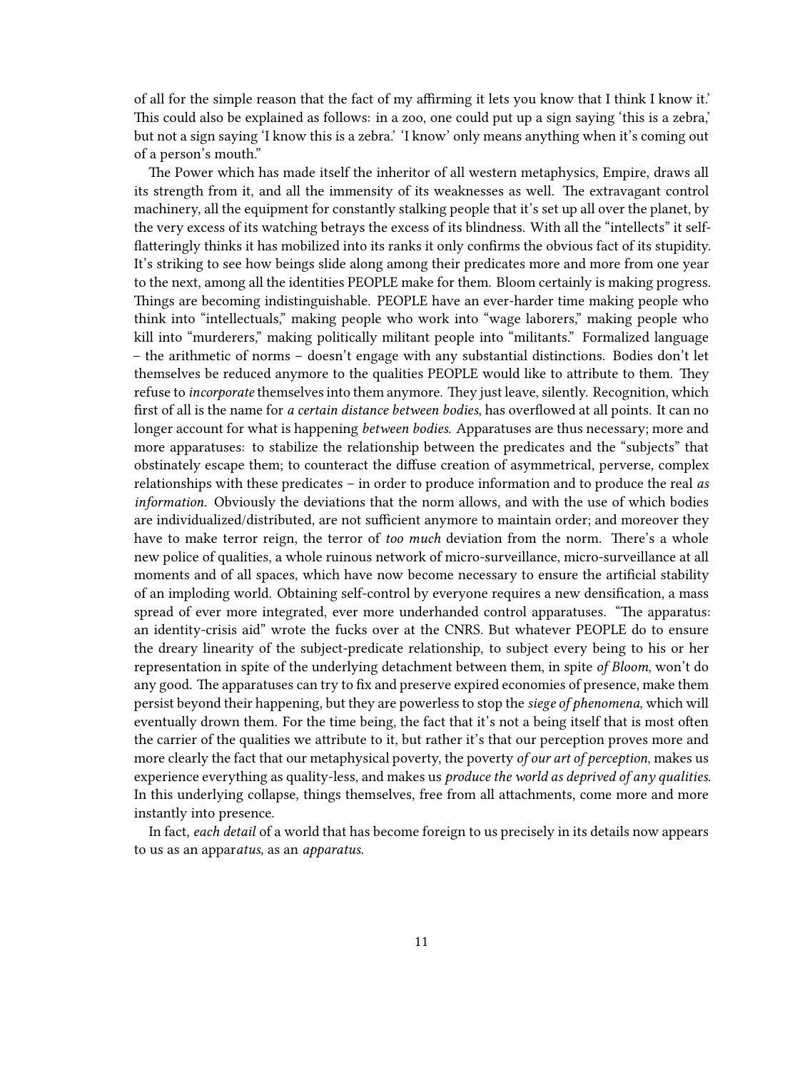of all for the simple reason that the fact of my affirming it lets you know that I think I know it.' This could also be explained as follows: in a zoo, one could put up a sign saying 'this is a zebra,' but not a sign saying 'I know this is a zebra.' 'I know' only means anything when it's coming out of a person's mouth."

The Power which has made itself the inheritor of all western metaphysics, Empire, draws all its strength from it, and all the immensity of its weaknesses as well. The extravagant control machinery, all the equipment for constantly stalking people that it's set up all over the planet, by the very excess of its watching betrays the excess of its blindness. With all the "intellects" it self-flatteringly thinks it has mobilized into its ranks it only confirms the obvious fact of its stupidity. It's striking to see how beings slide along among their predicates more and more from one year to the next, among all the identities PEOPLE make for them. Bloom certainly is making progress. Things are becoming indistinguishable. PEOPLE have an ever-harder time making people who think into "intellectuals," making people who work into "wage laborers," making people who kill into "murderers," making politically militant people into "militants." Formalized language – the arithmetic of norms – doesn't engage with any substantial distinctions. Bodies don't let themselves be reduced anymore to the qualities PEOPLE would like to attribute to them. They refuse to *incorporate* themselves into them anymore. They just leave, silently. Recognition, which first of all is the name for *a certain distance between bodies*, has overflowed at all points. It can no longer account for what is happening *between bodies.* Apparatuses are thus necessary; more and more apparatuses: to stabilize the relationship between the predicates and the "subjects" that obstinately escape them; to counteract the diffuse creation of asymmetrical, perverse, complex relationships with these predicates – in order to produce information and to produce the real *as information.* Obviously the deviations that the norm allows, and with the use of which bodies are individualized/distributed, are not sufficient anymore to maintain order; and moreover they have to make terror reign, the terror of *too much* deviation from the norm. There's a whole new police of qualities, a whole ruinous network of micro-surveillance, micro-surveillance at all moments and of all spaces, which have now become necessary to ensure the artificial stability of an imploding world. Obtaining self-control by everyone requires a new densification, a mass spread of ever more integrated, ever more underhanded control apparatuses. "The apparatus: an identity-crisis aid" wrote the fucks over at the CNRS. But whatever PEOPLE do to ensure the dreary linearity of the subject-predicate relationship, to subject every being to his or her representation in spite of the underlying detachment between them, in spite *of Bloom*, won't do any good. The apparatuses can try to fix and preserve expired economies of presence, make them persist beyond their happening, but they are powerless to stop the *siege of phenomena*, which will eventually drown them. For the time being, the fact that it's not a being itself that is most often the carrier of the qualities we attribute to it, but rather it's that our perception proves more and more clearly the fact that our metaphysical poverty, the poverty *of our art of perception*, makes us experience everything as quality-less, and makes us *produce the world as deprived of any qualities*. In this underlying collapse, things themselves, free from all attachments, come more and more instantly into presence.

In fact, *each detail* of a world that has become foreign to us precisely in its details now appears to us as an appar*atus,* as an *apparatus.*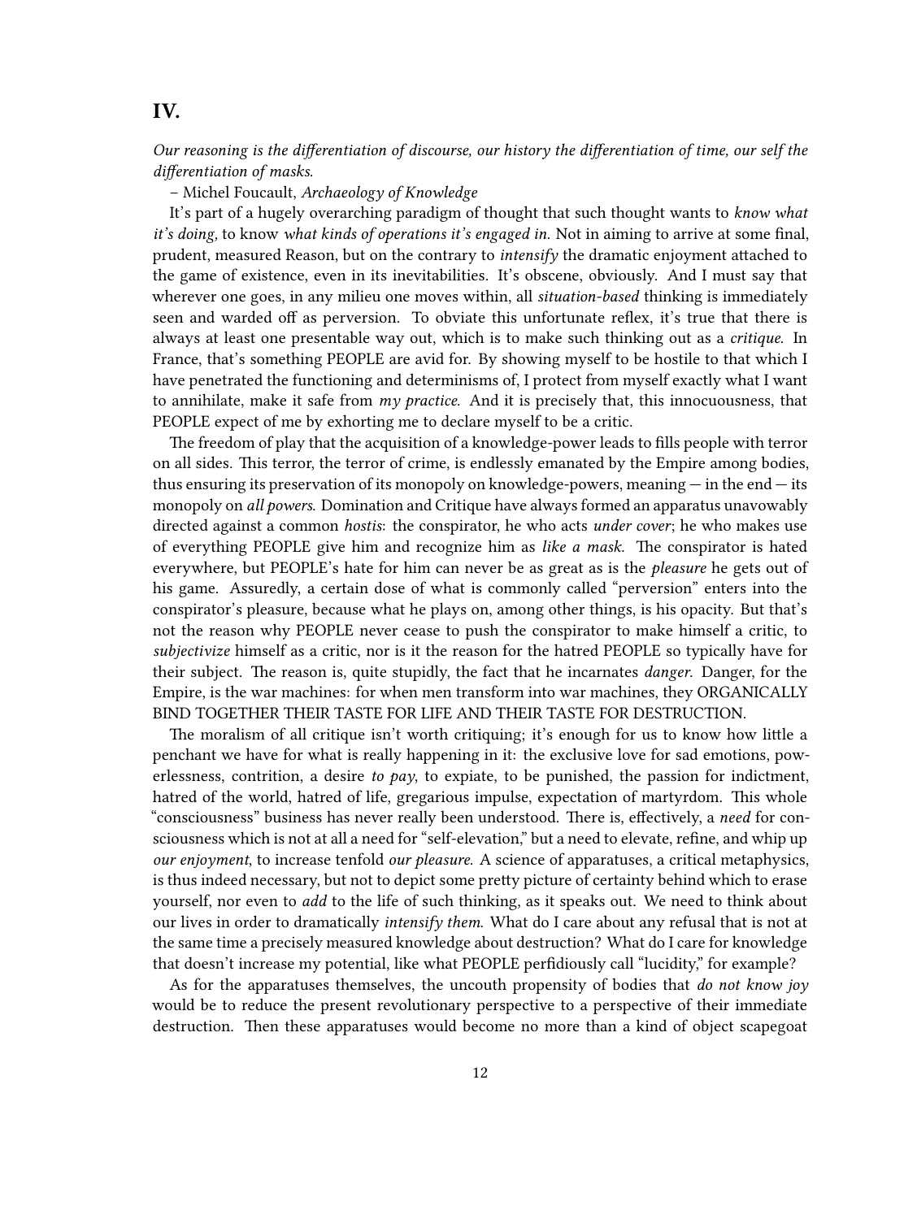## IV.

*Our reasoning is the differentiation of discourse, our history the differentiation of time, our self the differentiation of masks.*

– Michel Foucault, *Archaeology of Knowledge*

It's part of a hugely overarching paradigm of thought that such thought wants to *know what it's doing,* to know *what kinds of operations it's engaged in.* Not in aiming to arrive at some final, prudent, measured Reason, but on the contrary to *intensify* the dramatic enjoyment attached to the game of existence, even in its inevitabilities. It's obscene, obviously. And I must say that wherever one goes, in any milieu one moves within, all *situation-based* thinking is immediately seen and warded off as perversion. To obviate this unfortunate reflex, it's true that there is always at least one presentable way out, which is to make such thinking out as a *critique.* In France, that's something PEOPLE are avid for. By showing myself to be hostile to that which I have penetrated the functioning and determinisms of, I protect from myself exactly what I want to annihilate, make it safe from *my practice.* And it is precisely that, this innocuousness, that PEOPLE expect of me by exhorting me to declare myself to be a critic.

The freedom of play that the acquisition of a knowledge-power leads to fills people with terror on all sides. This terror, the terror of crime, is endlessly emanated by the Empire among bodies, thus ensuring its preservation of its monopoly on knowledge-powers, meaning — in the end — its monopoly on *all powers.* Domination and Critique have always formed an apparatus unavowably directed against a common *hostis*: the conspirator, he who acts *under cover*; he who makes use of everything PEOPLE give him and recognize him as *like a mask.* The conspirator is hated everywhere, but PEOPLE's hate for him can never be as great as is the *pleasure* he gets out of his game. Assuredly, a certain dose of what is commonly called "perversion" enters into the conspirator's pleasure, because what he plays on, among other things, is his opacity. But that's not the reason why PEOPLE never cease to push the conspirator to make himself a critic, to *subjectivize* himself as a critic, nor is it the reason for the hatred PEOPLE so typically have for their subject. The reason is, quite stupidly, the fact that he incarnates *danger.* Danger, for the Empire, is the war machines: for when men transform into war machines, they ORGANICALLY BIND TOGETHER THEIR TASTE FOR LIFE AND THEIR TASTE FOR DESTRUCTION.

The moralism of all critique isn't worth critiquing; it's enough for us to know how little a penchant we have for what is really happening in it: the exclusive love for sad emotions, powerlessness, contrition, a desire *to pay*, to expiate, to be punished, the passion for indictment, hatred of the world, hatred of life, gregarious impulse, expectation of martyrdom. This whole "consciousness" business has never really been understood. There is, effectively, a *need* for consciousness which is not at all a need for "self-elevation," but a need to elevate, refine, and whip up *our enjoyment,* to increase tenfold *our pleasure.* A science of apparatuses, a critical metaphysics, is thus indeed necessary, but not to depict some pretty picture of certainty behind which to erase yourself, nor even to *add* to the life of such thinking, as it speaks out. We need to think about our lives in order to dramatically *intensify them.* What do I care about any refusal that is not at the same time a precisely measured knowledge about destruction? What do I care for knowledge that doesn't increase my potential, like what PEOPLE perfidiously call "lucidity," for example?

As for the apparatuses themselves, the uncouth propensity of bodies that *do not know joy* would be to reduce the present revolutionary perspective to a perspective of their immediate destruction. Then these apparatuses would become no more than a kind of object scapegoat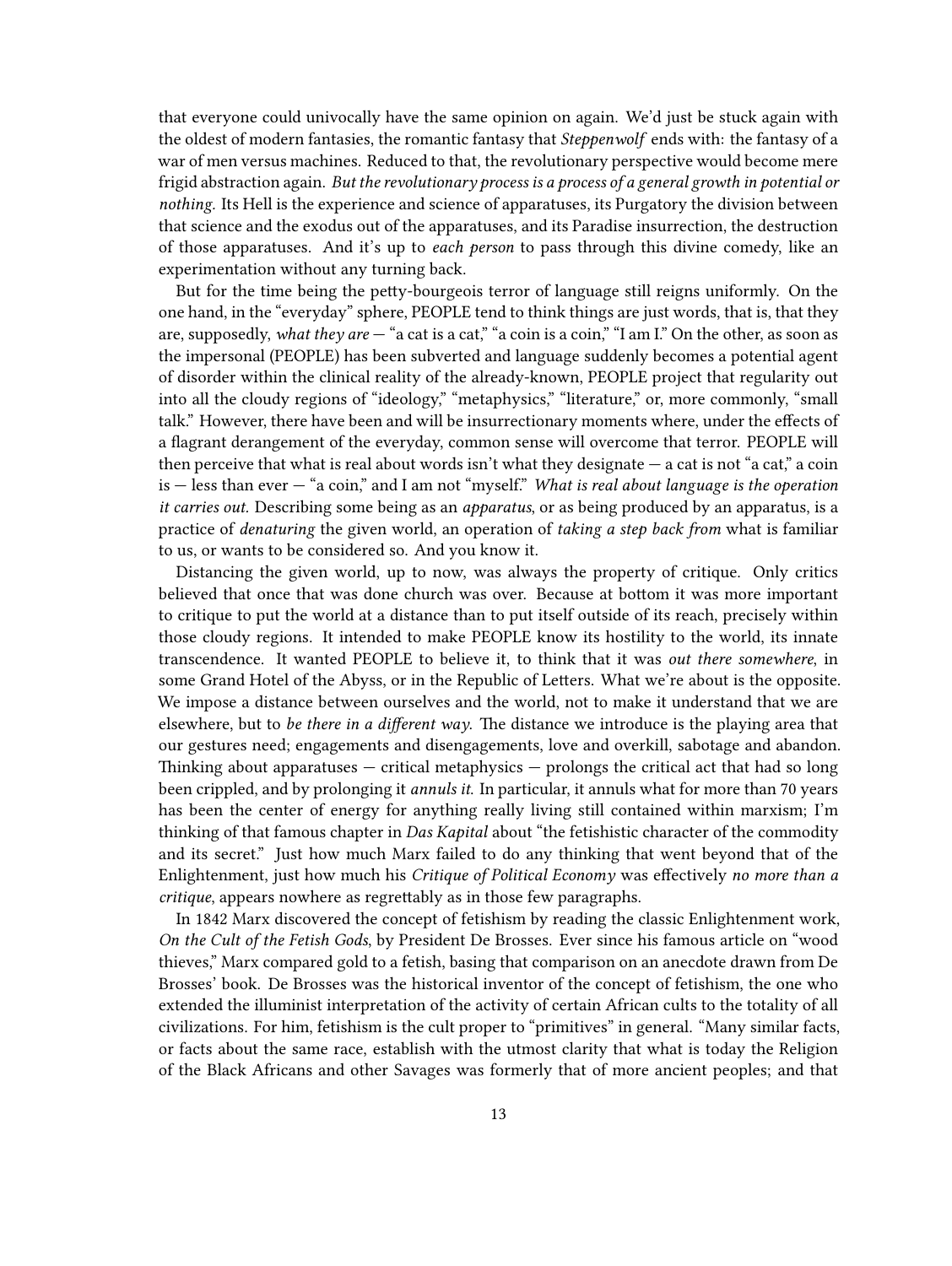that everyone could univocally have the same opinion on again. We'd just be stuck again with the oldest of modern fantasies, the romantic fantasy that *Steppenwolf* ends with: the fantasy of a war of men versus machines. Reduced to that, the revolutionary perspective would become mere frigid abstraction again. *But the revolutionary process is a process of a general growth in potential or nothing.* Its Hell is the experience and science of apparatuses, its Purgatory the division between that science and the exodus out of the apparatuses, and its Paradise insurrection, the destruction of those apparatuses. And it's up to *each person* to pass through this divine comedy, like an experimentation without any turning back.

But for the time being the petty-bourgeois terror of language still reigns uniformly. On the one hand, in the "everyday" sphere, PEOPLE tend to think things are just words, that is, that they are, supposedly, *what they are* — "a cat is a cat," "a coin is a coin," "I am I." On the other, as soon as the impersonal (PEOPLE) has been subverted and language suddenly becomes a potential agent of disorder within the clinical reality of the already-known, PEOPLE project that regularity out into all the cloudy regions of "ideology," "metaphysics," "literature," or, more commonly, "small talk." However, there have been and will be insurrectionary moments where, under the effects of a flagrant derangement of the everyday, common sense will overcome that terror. PEOPLE will then perceive that what is real about words isn't what they designate — a cat is not "a cat," a coin is — less than ever — "a coin," and I am not "myself." *What is real about language is the operation it carries out.* Describing some being as an *apparatus*, or as being produced by an apparatus, is a practice of *denaturing* the given world, an operation of *taking a step back from* what is familiar to us, or wants to be considered so. And you know it.

Distancing the given world, up to now, was always the property of critique. Only critics believed that once that was done church was over. Because at bottom it was more important to critique to put the world at a distance than to put itself outside of its reach, precisely within those cloudy regions. It intended to make PEOPLE know its hostility to the world, its innate transcendence. It wanted PEOPLE to believe it, to think that it was *out there somewhere*, in some Grand Hotel of the Abyss, or in the Republic of Letters. What we're about is the opposite. We impose a distance between ourselves and the world, not to make it understand that we are elsewhere, but to *be there in a different way*. The distance we introduce is the playing area that our gestures need; engagements and disengagements, love and overkill, sabotage and abandon. Thinking about apparatuses — critical metaphysics — prolongs the critical act that had so long been crippled, and by prolonging it *annuls it*. In particular, it annuls what for more than 70 years has been the center of energy for anything really living still contained within marxism; I'm thinking of that famous chapter in *Das Kapital* about "the fetishistic character of the commodity and its secret." Just how much Marx failed to do any thinking that went beyond that of the Enlightenment, just how much his *Critique of Political Economy* was effectively *no more than a critique*, appears nowhere as regrettably as in those few paragraphs.

In 1842 Marx discovered the concept of fetishism by reading the classic Enlightenment work, *On the Cult of the Fetish Gods*, by President De Brosses. Ever since his famous article on "wood thieves," Marx compared gold to a fetish, basing that comparison on an anecdote drawn from De Brosses' book. De Brosses was the historical inventor of the concept of fetishism, the one who extended the illuminist interpretation of the activity of certain African cults to the totality of all civilizations. For him, fetishism is the cult proper to "primitives" in general. "Many similar facts, or facts about the same race, establish with the utmost clarity that what is today the Religion of the Black Africans and other Savages was formerly that of more ancient peoples; and that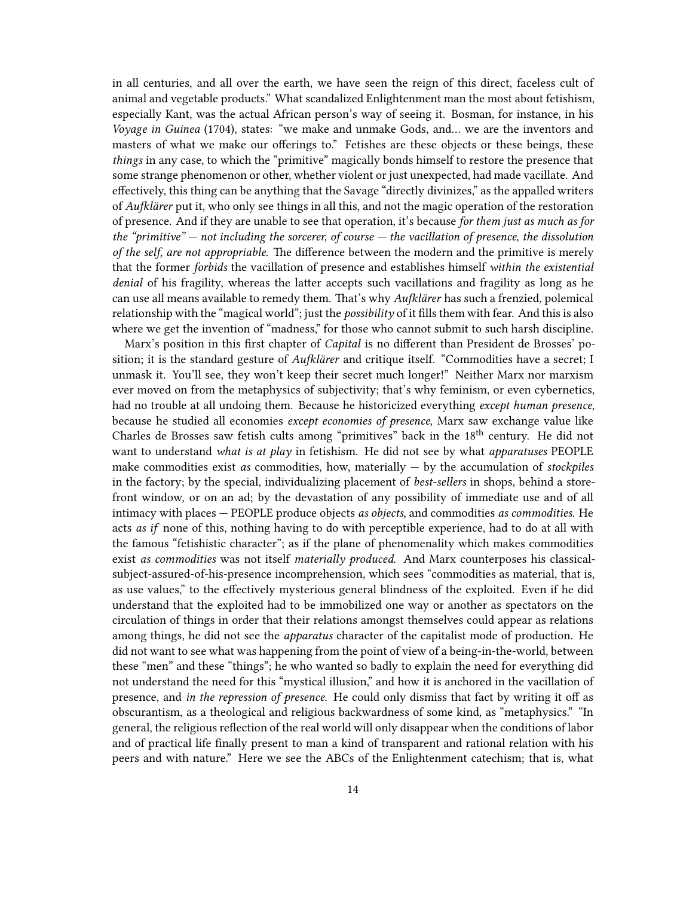in all centuries, and all over the earth, we have seen the reign of this direct, faceless cult of animal and vegetable products." What scandalized Enlightenment man the most about fetishism, especially Kant, was the actual African person's way of seeing it. Bosman, for instance, in his *Voyage in Guinea* (1704), states: "we make and unmake Gods, and… we are the inventors and masters of what we make our offerings to." Fetishes are these objects or these beings, these *things* in any case, to which the "primitive" magically bonds himself to restore the presence that some strange phenomenon or other, whether violent or just unexpected, had made vacillate. And effectively, this thing can be anything that the Savage "directly divinizes," as the appalled writers of *Aufklärer* put it, who only see things in all this, and not the magic operation of the restoration of presence. And if they are unable to see that operation, it's because *for them just as much as for the "primitive" — not including the sorcerer, of course — the vacillation of presence, the dissolution of the self, are not appropriable.* The difference between the modern and the primitive is merely that the former *forbids* the vacillation of presence and establishes himself *within the existential denial* of his fragility, whereas the latter accepts such vacillations and fragility as long as he can use all means available to remedy them. That's why *Aufklärer* has such a frenzied, polemical relationship with the "magical world"; just the *possibility* of it fills them with fear. And this is also where we get the invention of "madness," for those who cannot submit to such harsh discipline.

Marx's position in this first chapter of *Capital* is no different than President de Brosses' position; it is the standard gesture of *Aufklärer* and critique itself. "Commodities have a secret; I unmask it. You'll see, they won't keep their secret much longer!" Neither Marx nor marxism ever moved on from the metaphysics of subjectivity; that's why feminism, or even cybernetics, had no trouble at all undoing them. Because he historicized everything *except human presence*, because he studied all economies *except economies of presence*, Marx saw exchange value like Charles de Brosses saw fetish cults among "primitives" back in the 18th century. He did not want to understand *what is at play* in fetishism. He did not see by what *apparatuses* PEOPLE make commodities exist *as* commodities, how, materially — by the accumulation of *stockpiles* in the factory; by the special, individualizing placement of *best-sellers* in shops, behind a storefront window, or on an ad; by the devastation of any possibility of immediate use and of all intimacy with places — PEOPLE produce objects *as objects*, and commodities *as commodities.* He acts *as if* none of this, nothing having to do with perceptible experience, had to do at all with the famous "fetishistic character"; as if the plane of phenomenality which makes commodities exist *as commodities* was not itself *materially produced.* And Marx counterposes his classical-subject-assured-of-his-presence incomprehension, which sees "commodities as material, that is, as use values," to the effectively mysterious general blindness of the exploited. Even if he did understand that the exploited had to be immobilized one way or another as spectators on the circulation of things in order that their relations amongst themselves could appear as relations among things, he did not see the *apparatus* character of the capitalist mode of production. He did not want to see what was happening from the point of view of a being-in-the-world, between these "men" and these "things"; he who wanted so badly to explain the need for everything did not understand the need for this "mystical illusion," and how it is anchored in the vacillation of presence, and *in the repression of presence.* He could only dismiss that fact by writing it off as obscurantism, as a theological and religious backwardness of some kind, as "metaphysics." "In general, the religious reflection of the real world will only disappear when the conditions of labor and of practical life finally present to man a kind of transparent and rational relation with his peers and with nature." Here we see the ABCs of the Enlightenment catechism; that is, what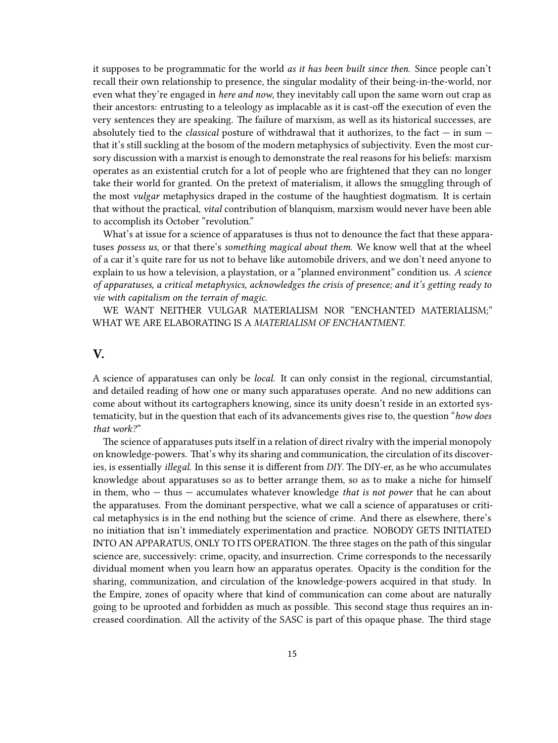it supposes to be programmatic for the world *as it has been built since then.* Since people can't recall their own relationship to presence, the singular modality of their being-in-the-world, nor even what they're engaged in *here and now*, they inevitably call upon the same worn out crap as their ancestors: entrusting to a teleology as implacable as it is cast-off the execution of even the very sentences they are speaking. The failure of marxism, as well as its historical successes, are absolutely tied to the *classical* posture of withdrawal that it authorizes, to the fact — in sum — that it's still suckling at the bosom of the modern metaphysics of subjectivity. Even the most cursory discussion with a marxist is enough to demonstrate the real reasons for his beliefs: marxism operates as an existential crutch for a lot of people who are frightened that they can no longer take their world for granted. On the pretext of materialism, it allows the smuggling through of the most *vulgar* metaphysics draped in the costume of the haughtiest dogmatism. It is certain that without the practical, *vital* contribution of blanquism, marxism would never have been able to accomplish its October "revolution."

What's at issue for a science of apparatuses is thus not to denounce the fact that these apparatuses *possess us*, or that there's *something magical about them.* We know well that at the wheel of a car it's quite rare for us not to behave like automobile drivers, and we don't need anyone to explain to us how a television, a playstation, or a "planned environment" condition us. *A science of apparatuses, a critical metaphysics, acknowledges the crisis of presence; and it's getting ready to vie with capitalism on the terrain of magic.*

WE WANT NEITHER VULGAR MATERIALISM NOR "ENCHANTED MATERIALISM;" WHAT WE ARE ELABORATING IS A *MATERIALISM OF ENCHANTMENT.*

## V.

A science of apparatuses can only be *local.* It can only consist in the regional, circumstantial, and detailed reading of how one or many such apparatuses operate. And no new additions can come about without its cartographers knowing, since its unity doesn't reside in an extorted systematicity, but in the question that each of its advancements gives rise to, the question "*how does that work?*"

The science of apparatuses puts itself in a relation of direct rivalry with the imperial monopoly on knowledge-powers. That's why its sharing and communication, the circulation of its discoveries, is essentially *illegal.* In this sense it is different from *DIY.* The DIY-er, as he who accumulates knowledge about apparatuses so as to better arrange them, so as to make a niche for himself in them, who — thus — accumulates whatever knowledge *that is not power* that he can about the apparatuses. From the dominant perspective, what we call a science of apparatuses or critical metaphysics is in the end nothing but the science of crime. And there as elsewhere, there's no initiation that isn't immediately experimentation and practice. NOBODY GETS INITIATED INTO AN APPARATUS, ONLY TO ITS OPERATION. The three stages on the path of this singular science are, successively: crime, opacity, and insurrection. Crime corresponds to the necessarily dividual moment when you learn how an apparatus operates. Opacity is the condition for the sharing, communization, and circulation of the knowledge-powers acquired in that study. In the Empire, zones of opacity where that kind of communication can come about are naturally going to be uprooted and forbidden as much as possible. This second stage thus requires an increased coordination. All the activity of the SASC is part of this opaque phase. The third stage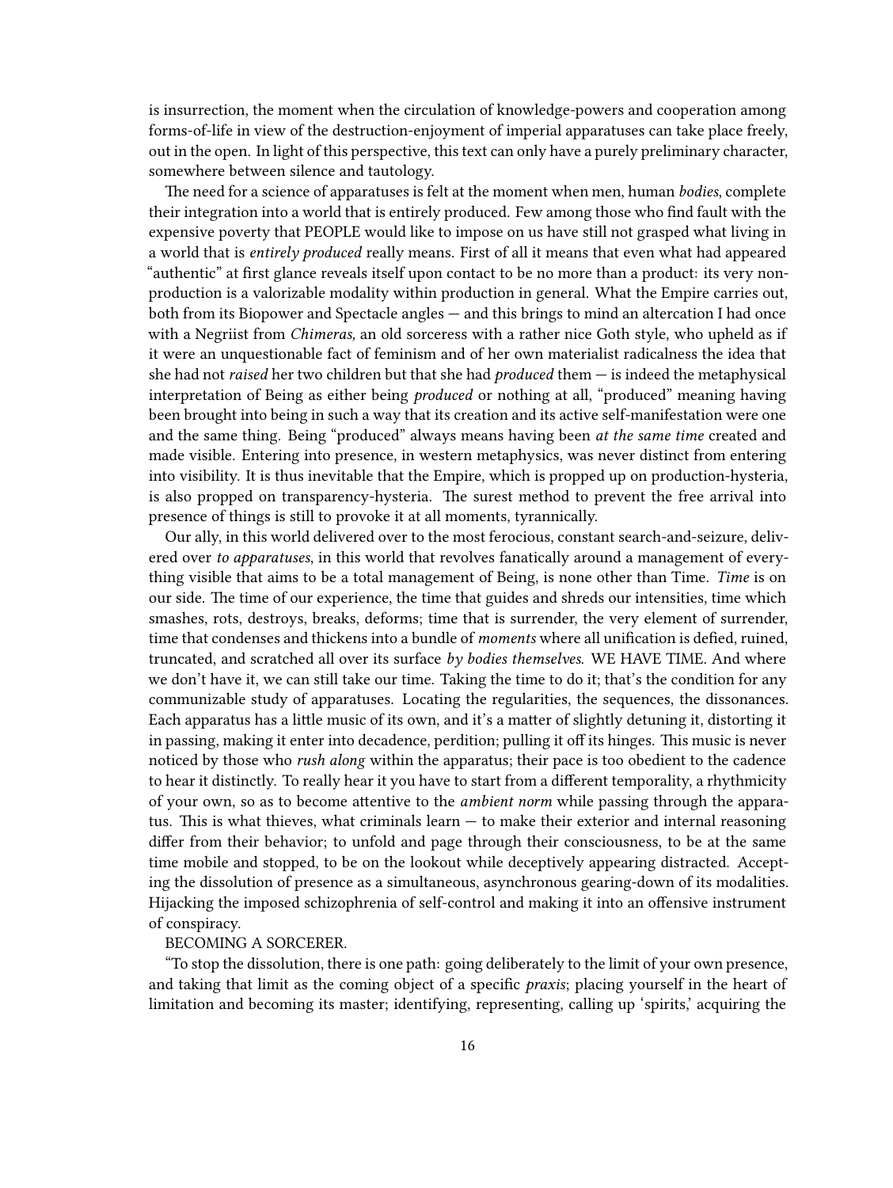is insurrection, the moment when the circulation of knowledge-powers and cooperation among forms-of-life in view of the destruction-enjoyment of imperial apparatuses can take place freely, out in the open. In light of this perspective, this text can only have a purely preliminary character, somewhere between silence and tautology.

The need for a science of apparatuses is felt at the moment when men, human *bodies*, complete their integration into a world that is entirely produced. Few among those who find fault with the expensive poverty that PEOPLE would like to impose on us have still not grasped what living in a world that is *entirely produced* really means. First of all it means that even what had appeared "authentic" at first glance reveals itself upon contact to be no more than a product: its very non-production is a valorizable modality within production in general. What the Empire carries out, both from its Biopower and Spectacle angles — and this brings to mind an altercation I had once with a Negriist from *Chimeras,* an old sorceress with a rather nice Goth style, who upheld as if it were an unquestionable fact of feminism and of her own materialist radicalness the idea that she had not *raised* her two children but that she had *produced* them — is indeed the metaphysical interpretation of Being as either being *produced* or nothing at all, "produced" meaning having been brought into being in such a way that its creation and its active self-manifestation were one and the same thing. Being "produced" always means having been *at the same time* created and made visible. Entering into presence, in western metaphysics, was never distinct from entering into visibility. It is thus inevitable that the Empire, which is propped up on production-hysteria, is also propped on transparency-hysteria. The surest method to prevent the free arrival into presence of things is still to provoke it at all moments, tyrannically.

Our ally, in this world delivered over to the most ferocious, constant search-and-seizure, delivered over *to apparatuses*, in this world that revolves fanatically around a management of everything visible that aims to be a total management of Being, is none other than Time. *Time* is on our side. The time of our experience, the time that guides and shreds our intensities, time which smashes, rots, destroys, breaks, deforms; time that is surrender, the very element of surrender, time that condenses and thickens into a bundle of *moments* where all unification is defied, ruined, truncated, and scratched all over its surface *by bodies themselves.* WE HAVE TIME. And where we don't have it, we can still take our time. Taking the time to do it; that's the condition for any communizable study of apparatuses. Locating the regularities, the sequences, the dissonances. Each apparatus has a little music of its own, and it's a matter of slightly detuning it, distorting it in passing, making it enter into decadence, perdition; pulling it off its hinges. This music is never noticed by those who *rush along* within the apparatus; their pace is too obedient to the cadence to hear it distinctly. To really hear it you have to start from a different temporality, a rhythmicity of your own, so as to become attentive to the *ambient norm* while passing through the apparatus. This is what thieves, what criminals learn — to make their exterior and internal reasoning differ from their behavior; to unfold and page through their consciousness, to be at the same time mobile and stopped, to be on the lookout while deceptively appearing distracted. Accepting the dissolution of presence as a simultaneous, asynchronous gearing-down of its modalities. Hijacking the imposed schizophrenia of self-control and making it into an offensive instrument of conspiracy.

BECOMING A SORCERER.

"To stop the dissolution, there is one path: going deliberately to the limit of your own presence, and taking that limit as the coming object of a specific *praxis*; placing yourself in the heart of limitation and becoming its master; identifying, representing, calling up 'spirits,' acquiring the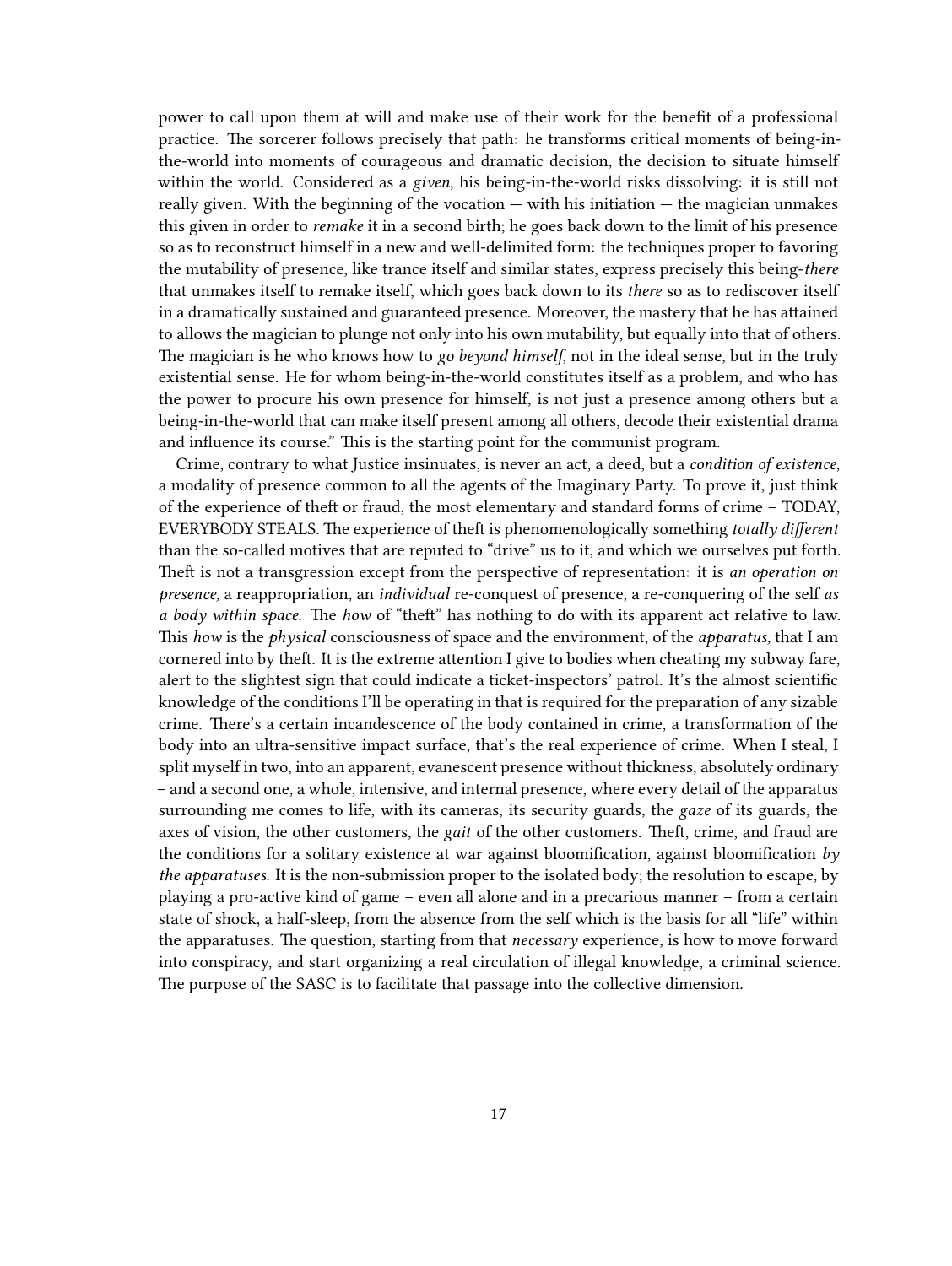power to call upon them at will and make use of their work for the benefit of a professional practice. The sorcerer follows precisely that path: he transforms critical moments of being-in-the-world into moments of courageous and dramatic decision, the decision to situate himself within the world. Considered as a *given*, his being-in-the-world risks dissolving: it is still not really given. With the beginning of the vocation — with his initiation — the magician unmakes this given in order to *remake* it in a second birth; he goes back down to the limit of his presence so as to reconstruct himself in a new and well-delimited form: the techniques proper to favoring the mutability of presence, like trance itself and similar states, express precisely this being-*there* that unmakes itself to remake itself, which goes back down to its *there* so as to rediscover itself in a dramatically sustained and guaranteed presence. Moreover, the mastery that he has attained to allows the magician to plunge not only into his own mutability, but equally into that of others. The magician is he who knows how to *go beyond himself*, not in the ideal sense, but in the truly existential sense. He for whom being-in-the-world constitutes itself as a problem, and who has the power to procure his own presence for himself, is not just a presence among others but a being-in-the-world that can make itself present among all others, decode their existential drama and influence its course." This is the starting point for the communist program.

Crime, contrary to what Justice insinuates, is never an act, a deed, but a *condition of existence*, a modality of presence common to all the agents of the Imaginary Party. To prove it, just think of the experience of theft or fraud, the most elementary and standard forms of crime – TODAY, EVERYBODY STEALS. The experience of theft is phenomenologically something *totally different* than the so-called motives that are reputed to "drive" us to it, and which we ourselves put forth. Theft is not a transgression except from the perspective of representation: it is *an operation on presence,* a reappropriation, an *individual* re-conquest of presence, a re-conquering of the self *as a body within space*. The *how* of "theft" has nothing to do with its apparent act relative to law. This *how* is the *physical* consciousness of space and the environment, of the *apparatus,* that I am cornered into by theft. It is the extreme attention I give to bodies when cheating my subway fare, alert to the slightest sign that could indicate a ticket-inspectors' patrol. It's the almost scientific knowledge of the conditions I'll be operating in that is required for the preparation of any sizable crime. There's a certain incandescence of the body contained in crime, a transformation of the body into an ultra-sensitive impact surface, that's the real experience of crime. When I steal, I split myself in two, into an apparent, evanescent presence without thickness, absolutely ordinary – and a second one, a whole, intensive, and internal presence, where every detail of the apparatus surrounding me comes to life, with its cameras, its security guards, the *gaze* of its guards, the axes of vision, the other customers, the *gait* of the other customers. Theft, crime, and fraud are the conditions for a solitary existence at war against bloomification, against bloomification *by the apparatuses*. It is the non-submission proper to the isolated body; the resolution to escape, by playing a pro-active kind of game – even all alone and in a precarious manner – from a certain state of shock, a half-sleep, from the absence from the self which is the basis for all "life" within the apparatuses. The question, starting from that *necessary* experience, is how to move forward into conspiracy, and start organizing a real circulation of illegal knowledge, a criminal science. The purpose of the SASC is to facilitate that passage into the collective dimension.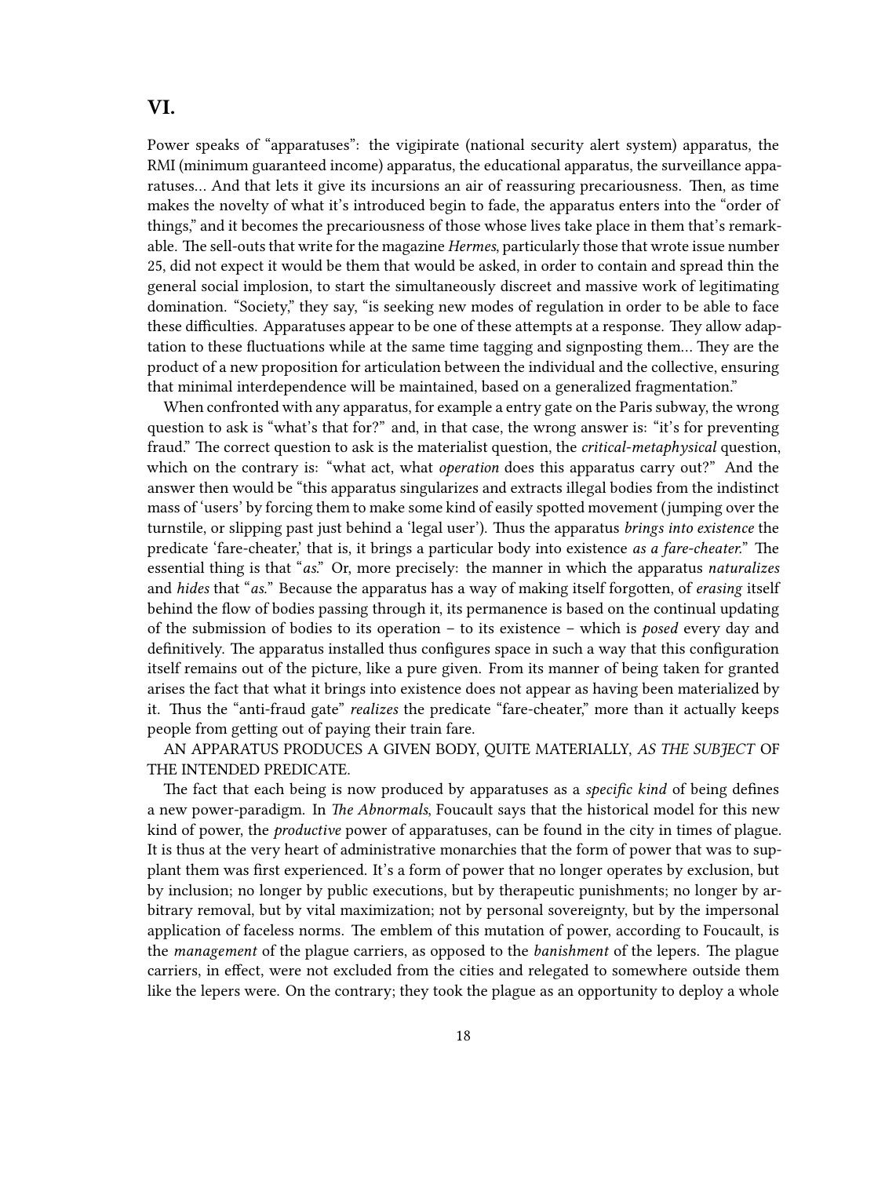## VI.

Power speaks of "apparatuses": the vigipirate (national security alert system) apparatus, the RMI (minimum guaranteed income) apparatus, the educational apparatus, the surveillance apparatuses… And that lets it give its incursions an air of reassuring precariousness. Then, as time makes the novelty of what it's introduced begin to fade, the apparatus enters into the "order of things," and it becomes the precariousness of those whose lives take place in them that's remarkable. The sell-outs that write for the magazine *Hermes*, particularly those that wrote issue number 25, did not expect it would be them that would be asked, in order to contain and spread thin the general social implosion, to start the simultaneously discreet and massive work of legitimating domination. "Society," they say, "is seeking new modes of regulation in order to be able to face these difficulties. Apparatuses appear to be one of these attempts at a response. They allow adaptation to these fluctuations while at the same time tagging and signposting them… They are the product of a new proposition for articulation between the individual and the collective, ensuring that minimal interdependence will be maintained, based on a generalized fragmentation."

When confronted with any apparatus, for example a entry gate on the Paris subway, the wrong question to ask is "what's that for?" and, in that case, the wrong answer is: "it's for preventing fraud." The correct question to ask is the materialist question, the *critical-metaphysical* question, which on the contrary is: "what act, what *operation* does this apparatus carry out?" And the answer then would be "this apparatus singularizes and extracts illegal bodies from the indistinct mass of 'users' by forcing them to make some kind of easily spotted movement (jumping over the turnstile, or slipping past just behind a 'legal user'). Thus the apparatus *brings into existence* the predicate 'fare-cheater,' that is, it brings a particular body into existence *as a fare-cheater*." The essential thing is that "*as*." Or, more precisely: the manner in which the apparatus *naturalizes* and *hides* that "*as*." Because the apparatus has a way of making itself forgotten, of *erasing* itself behind the flow of bodies passing through it, its permanence is based on the continual updating of the submission of bodies to its operation – to its existence – which is *posed* every day and definitively. The apparatus installed thus configures space in such a way that this configuration itself remains out of the picture, like a pure given. From its manner of being taken for granted arises the fact that what it brings into existence does not appear as having been materialized by it. Thus the "anti-fraud gate" *realizes* the predicate "fare-cheater," more than it actually keeps people from getting out of paying their train fare.

AN APPARATUS PRODUCES A GIVEN BODY, QUITE MATERIALLY, *AS THE SUBJECT* OF THE INTENDED PREDICATE.

The fact that each being is now produced by apparatuses as a *specific kind* of being defines a new power-paradigm. In *The Abnormals*, Foucault says that the historical model for this new kind of power, the *productive* power of apparatuses, can be found in the city in times of plague. It is thus at the very heart of administrative monarchies that the form of power that was to supplant them was first experienced. It's a form of power that no longer operates by exclusion, but by inclusion; no longer by public executions, but by therapeutic punishments; no longer by arbitrary removal, but by vital maximization; not by personal sovereignty, but by the impersonal application of faceless norms. The emblem of this mutation of power, according to Foucault, is the *management* of the plague carriers, as opposed to the *banishment* of the lepers. The plague carriers, in effect, were not excluded from the cities and relegated to somewhere outside them like the lepers were. On the contrary; they took the plague as an opportunity to deploy a whole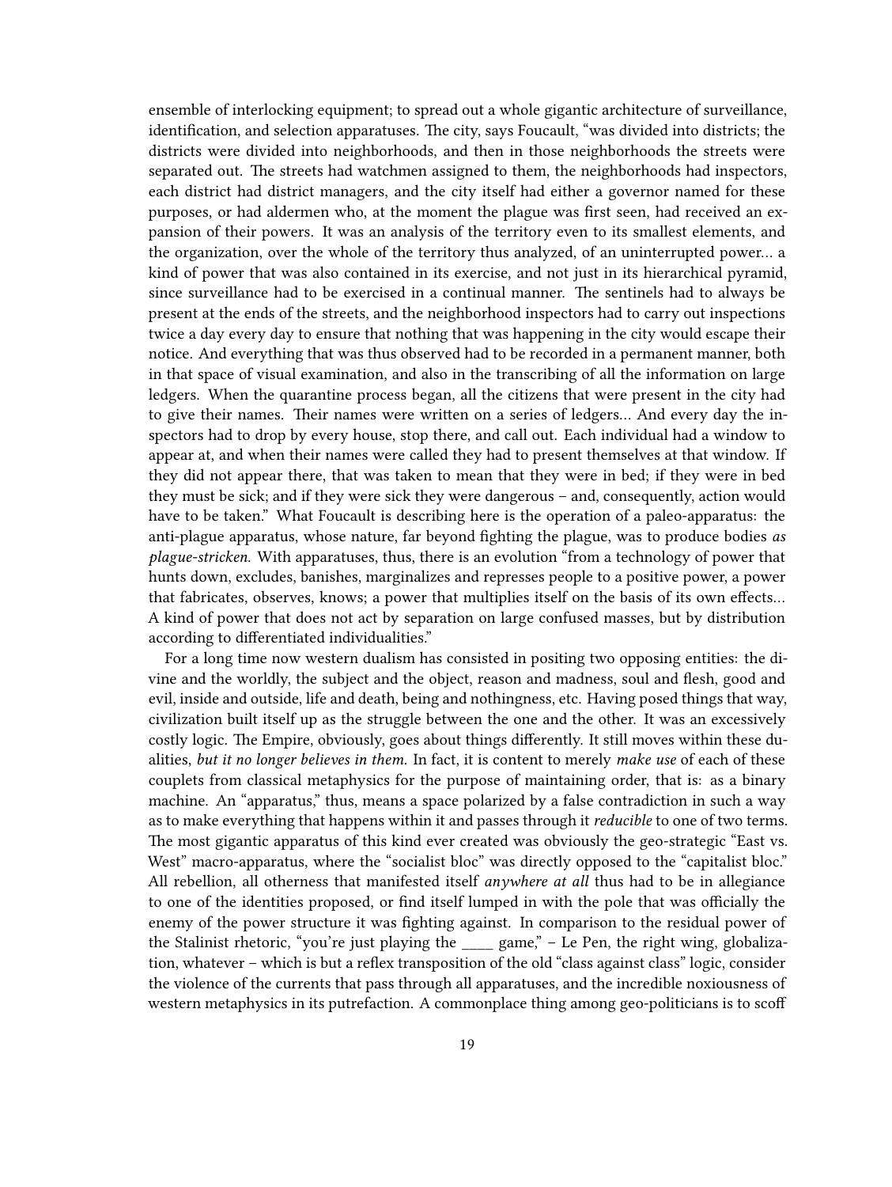ensemble of interlocking equipment; to spread out a whole gigantic architecture of surveillance, identification, and selection apparatuses. The city, says Foucault, "was divided into districts; the districts were divided into neighborhoods, and then in those neighborhoods the streets were separated out. The streets had watchmen assigned to them, the neighborhoods had inspectors, each district had district managers, and the city itself had either a governor named for these purposes, or had aldermen who, at the moment the plague was first seen, had received an expansion of their powers. It was an analysis of the territory even to its smallest elements, and the organization, over the whole of the territory thus analyzed, of an uninterrupted power… a kind of power that was also contained in its exercise, and not just in its hierarchical pyramid, since surveillance had to be exercised in a continual manner. The sentinels had to always be present at the ends of the streets, and the neighborhood inspectors had to carry out inspections twice a day every day to ensure that nothing that was happening in the city would escape their notice. And everything that was thus observed had to be recorded in a permanent manner, both in that space of visual examination, and also in the transcribing of all the information on large ledgers. When the quarantine process began, all the citizens that were present in the city had to give their names. Their names were written on a series of ledgers… And every day the inspectors had to drop by every house, stop there, and call out. Each individual had a window to appear at, and when their names were called they had to present themselves at that window. If they did not appear there, that was taken to mean that they were in bed; if they were in bed they must be sick; and if they were sick they were dangerous – and, consequently, action would have to be taken." What Foucault is describing here is the operation of a paleo-apparatus: the anti-plague apparatus, whose nature, far beyond fighting the plague, was to produce bodies *as plague-stricken.* With apparatuses, thus, there is an evolution "from a technology of power that hunts down, excludes, banishes, marginalizes and represses people to a positive power, a power that fabricates, observes, knows; a power that multiplies itself on the basis of its own effects… A kind of power that does not act by separation on large confused masses, but by distribution according to differentiated individualities."

For a long time now western dualism has consisted in positing two opposing entities: the divine and the worldly, the subject and the object, reason and madness, soul and flesh, good and evil, inside and outside, life and death, being and nothingness, etc. Having posed things that way, civilization built itself up as the struggle between the one and the other. It was an excessively costly logic. The Empire, obviously, goes about things differently. It still moves within these dualities, *but it no longer believes in them.* In fact, it is content to merely *make use* of each of these couplets from classical metaphysics for the purpose of maintaining order, that is: as a binary machine. An "apparatus," thus, means a space polarized by a false contradiction in such a way as to make everything that happens within it and passes through it *reducible* to one of two terms. The most gigantic apparatus of this kind ever created was obviously the geo-strategic "East vs. West" macro-apparatus, where the "socialist bloc" was directly opposed to the "capitalist bloc." All rebellion, all otherness that manifested itself *anywhere at all* thus had to be in allegiance to one of the identities proposed, or find itself lumped in with the pole that was officially the enemy of the power structure it was fighting against. In comparison to the residual power of the Stalinist rhetoric, "you're just playing the ____ game," – Le Pen, the right wing, globalization, whatever – which is but a reflex transposition of the old "class against class" logic, consider the violence of the currents that pass through all apparatuses, and the incredible noxiousness of western metaphysics in its putrefaction. A commonplace thing among geo-politicians is to scoff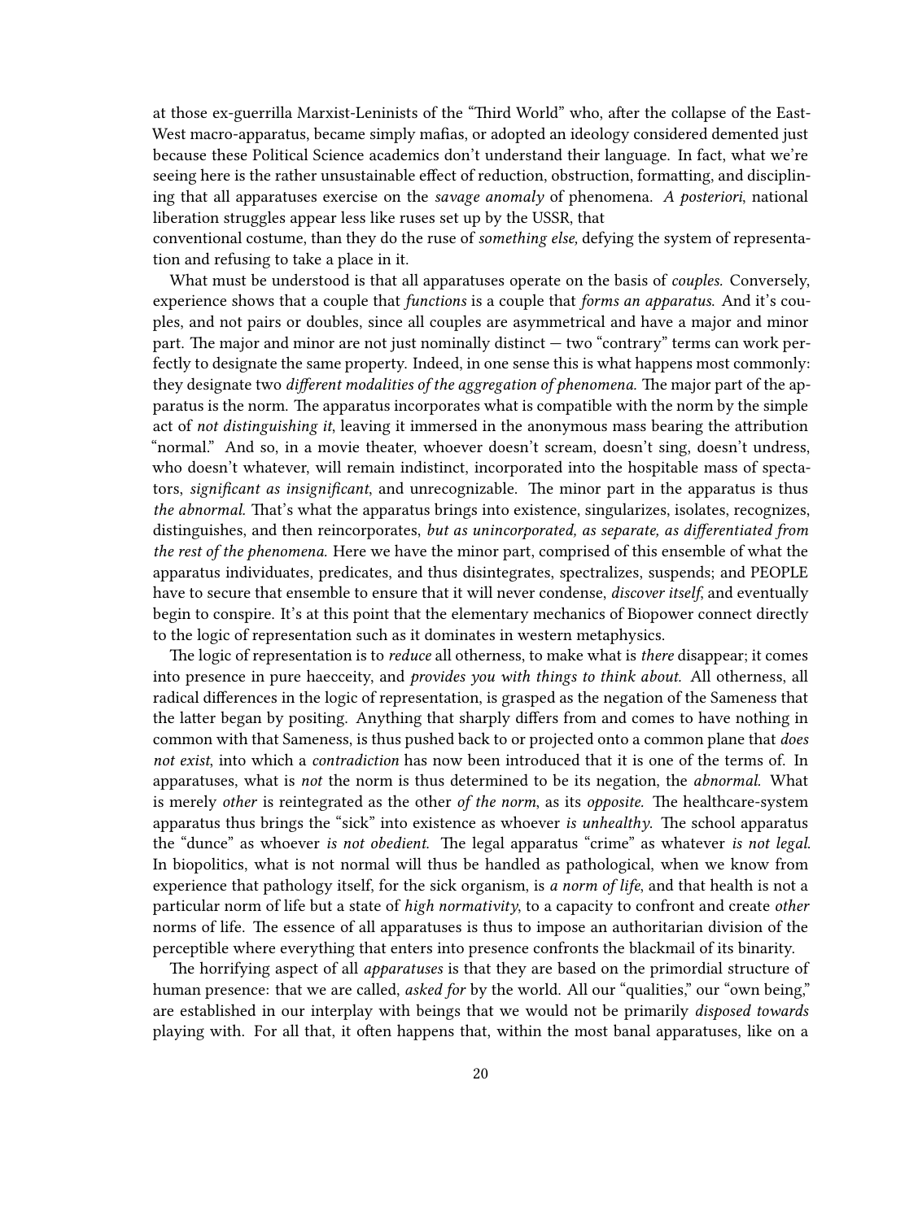at those ex-guerrilla Marxist-Leninists of the "Third World" who, after the collapse of the East-West macro-apparatus, became simply mafias, or adopted an ideology considered demented just because these Political Science academics don't understand their language. In fact, what we're seeing here is the rather unsustainable effect of reduction, obstruction, formatting, and disciplining that all apparatuses exercise on the *savage anomaly* of phenomena. *A posteriori*, national liberation struggles appear less like ruses set up by the USSR, that
conventional costume, than they do the ruse of *something else,* defying the system of representation and refusing to take a place in it.

What must be understood is that all apparatuses operate on the basis of *couples.* Conversely, experience shows that a couple that *functions* is a couple that *forms an apparatus.* And it's couples, and not pairs or doubles, since all couples are asymmetrical and have a major and minor part. The major and minor are not just nominally distinct — two "contrary" terms can work perfectly to designate the same property. Indeed, in one sense this is what happens most commonly: they designate two *different modalities of the aggregation of phenomena.* The major part of the apparatus is the norm. The apparatus incorporates what is compatible with the norm by the simple act of *not distinguishing it*, leaving it immersed in the anonymous mass bearing the attribution "normal." And so, in a movie theater, whoever doesn't scream, doesn't sing, doesn't undress, who doesn't whatever, will remain indistinct, incorporated into the hospitable mass of spectators, *significant as insignificant*, and unrecognizable. The minor part in the apparatus is thus *the abnormal.* That's what the apparatus brings into existence, singularizes, isolates, recognizes, distinguishes, and then reincorporates, *but as unincorporated, as separate, as differentiated from the rest of the phenomena.* Here we have the minor part, comprised of this ensemble of what the apparatus individuates, predicates, and thus disintegrates, spectralizes, suspends; and PEOPLE have to secure that ensemble to ensure that it will never condense, *discover itself*, and eventually begin to conspire. It's at this point that the elementary mechanics of Biopower connect directly to the logic of representation such as it dominates in western metaphysics.

The logic of representation is to *reduce* all otherness, to make what is *there* disappear; it comes into presence in pure haecceity, and *provides you with things to think about.* All otherness, all radical differences in the logic of representation, is grasped as the negation of the Sameness that the latter began by positing. Anything that sharply differs from and comes to have nothing in common with that Sameness, is thus pushed back to or projected onto a common plane that *does not exist*, into which a *contradiction* has now been introduced that it is one of the terms of. In apparatuses, what is *not* the norm is thus determined to be its negation, the *abnormal.* What is merely *other* is reintegrated as the other *of the norm*, as its *opposite.* The healthcare-system apparatus thus brings the "sick" into existence as whoever *is unhealthy.* The school apparatus the "dunce" as whoever *is not obedient.* The legal apparatus "crime" as whatever *is not legal.* In biopolitics, what is not normal will thus be handled as pathological, when we know from experience that pathology itself, for the sick organism, is *a norm of life*, and that health is not a particular norm of life but a state of *high normativity*, to a capacity to confront and create *other* norms of life. The essence of all apparatuses is thus to impose an authoritarian division of the perceptible where everything that enters into presence confronts the blackmail of its binarity.

The horrifying aspect of all *apparatuses* is that they are based on the primordial structure of human presence: that we are called, *asked for* by the world. All our "qualities," our "own being," are established in our interplay with beings that we would not be primarily *disposed towards* playing with. For all that, it often happens that, within the most banal apparatuses, like on a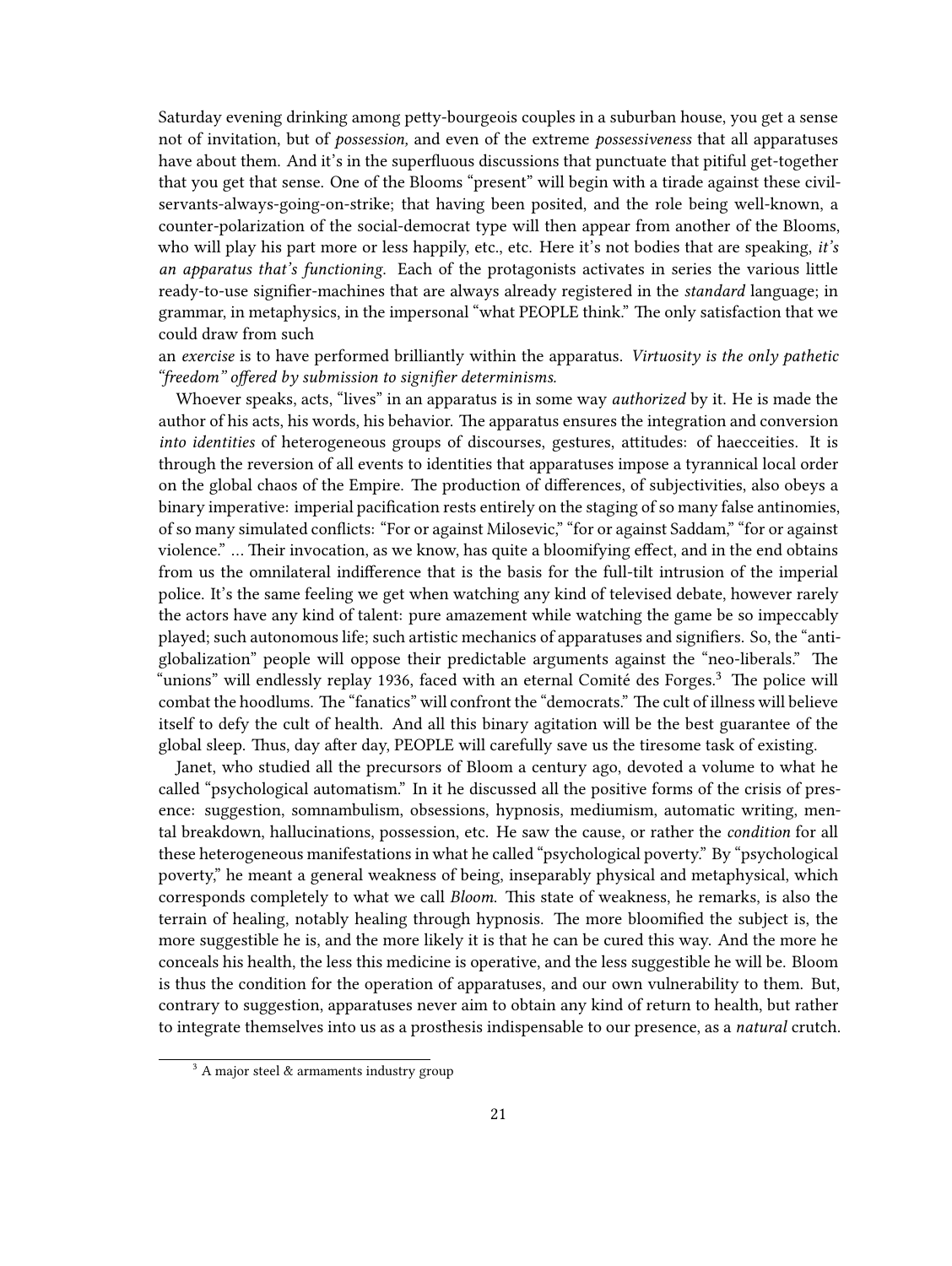Saturday evening drinking among petty-bourgeois couples in a suburban house, you get a sense not of invitation, but of *possession,* and even of the extreme *possessiveness* that all apparatuses have about them. And it's in the superfluous discussions that punctuate that pitiful get-together that you get that sense. One of the Blooms "present" will begin with a tirade against these civil-servants-always-going-on-strike; that having been posited, and the role being well-known, a counter-polarization of the social-democrat type will then appear from another of the Blooms, who will play his part more or less happily, etc., etc. Here it's not bodies that are speaking, *it's an apparatus that's functioning.* Each of the protagonists activates in series the various little ready-to-use signifier-machines that are always already registered in the *standard* language; in grammar, in metaphysics, in the impersonal "what PEOPLE think." The only satisfaction that we could draw from such an *exercise* is to have performed brilliantly within the apparatus. *Virtuosity is the only pathetic "freedom" offered by submission to signifier determinisms.*

Whoever speaks, acts, "lives" in an apparatus is in some way *authorized* by it. He is made the author of his acts, his words, his behavior. The apparatus ensures the integration and conversion *into identities* of heterogeneous groups of discourses, gestures, attitudes: of haecceities. It is through the reversion of all events to identities that apparatuses impose a tyrannical local order on the global chaos of the Empire. The production of differences, of subjectivities, also obeys a binary imperative: imperial pacification rests entirely on the staging of so many false antinomies, of so many simulated conflicts: "For or against Milosevic," "for or against Saddam," "for or against violence." … Their invocation, as we know, has quite a bloomifying effect, and in the end obtains from us the omnilateral indifference that is the basis for the full-tilt intrusion of the imperial police. It's the same feeling we get when watching any kind of televised debate, however rarely the actors have any kind of talent: pure amazement while watching the game be so impeccably played; such autonomous life; such artistic mechanics of apparatuses and signifiers. So, the "anti-globalization" people will oppose their predictable arguments against the "neo-liberals." The "unions" will endlessly replay 1936, faced with an eternal Comité des Forges.[3] The police will combat the hoodlums. The "fanatics" will confront the "democrats." The cult of illness will believe itself to defy the cult of health. And all this binary agitation will be the best guarantee of the global sleep. Thus, day after day, PEOPLE will carefully save us the tiresome task of existing.

Janet, who studied all the precursors of Bloom a century ago, devoted a volume to what he called "psychological automatism." In it he discussed all the positive forms of the crisis of presence: suggestion, somnambulism, obsessions, hypnosis, mediumism, automatic writing, mental breakdown, hallucinations, possession, etc. He saw the cause, or rather the *condition* for all these heterogeneous manifestations in what he called "psychological poverty." By "psychological poverty," he meant a general weakness of being, inseparably physical and metaphysical, which corresponds completely to what we call *Bloom.* This state of weakness, he remarks, is also the terrain of healing, notably healing through hypnosis. The more bloomified the subject is, the more suggestible he is, and the more likely it is that he can be cured this way. And the more he conceals his health, the less this medicine is operative, and the less suggestible he will be. Bloom is thus the condition for the operation of apparatuses, and our own vulnerability to them. But, contrary to suggestion, apparatuses never aim to obtain any kind of return to health, but rather to integrate themselves into us as a prosthesis indispensable to our presence, as a *natural* crutch.

[3] A major steel & armaments industry group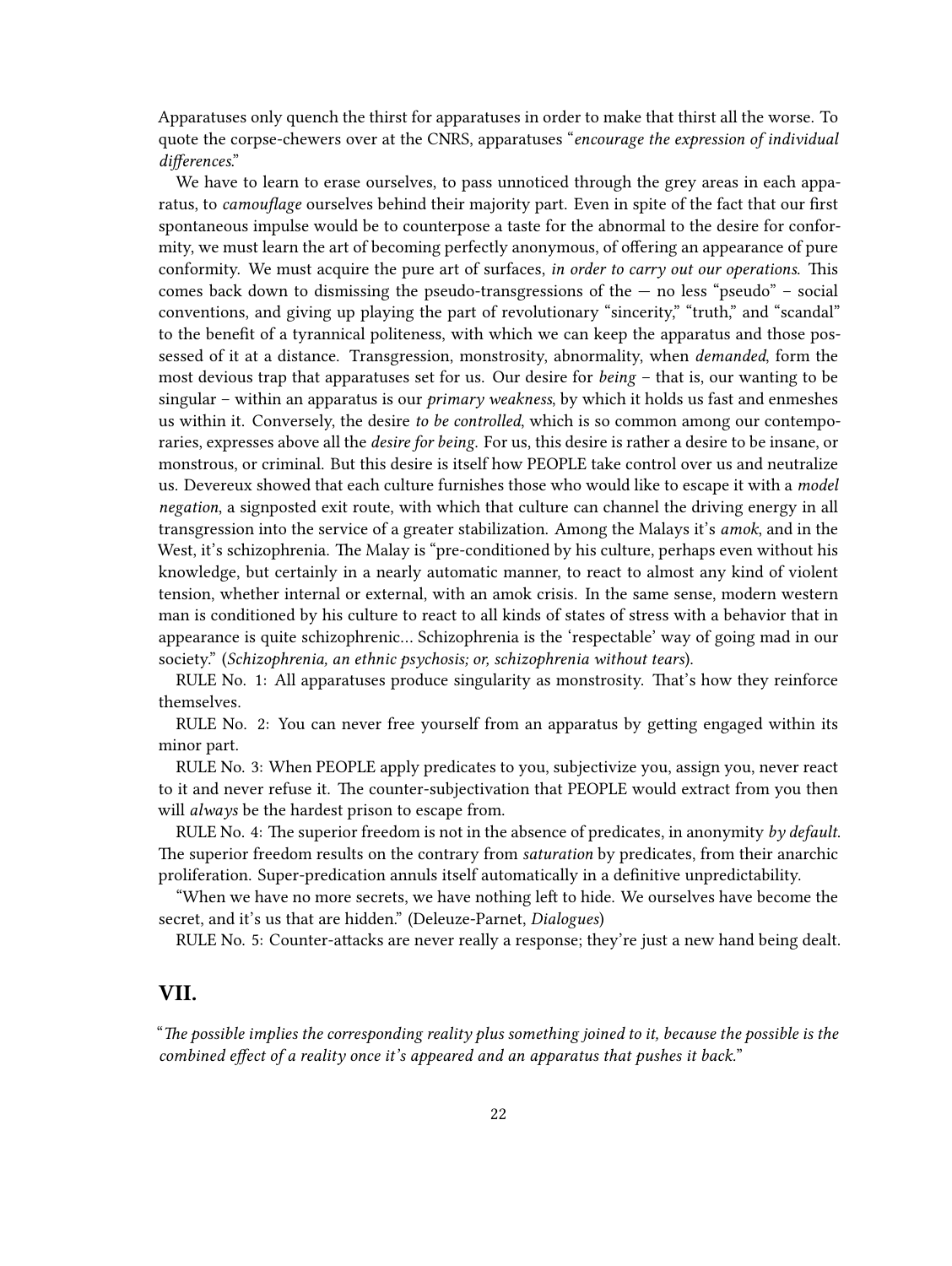Apparatuses only quench the thirst for apparatuses in order to make that thirst all the worse. To quote the corpse-chewers over at the CNRS, apparatuses "*encourage the expression of individual differences*."

We have to learn to erase ourselves, to pass unnoticed through the grey areas in each apparatus, to *camouflage* ourselves behind their majority part. Even in spite of the fact that our first spontaneous impulse would be to counterpose a taste for the abnormal to the desire for conformity, we must learn the art of becoming perfectly anonymous, of offering an appearance of pure conformity. We must acquire the pure art of surfaces, *in order to carry out our operations*. This comes back down to dismissing the pseudo-transgressions of the — no less "pseudo" – social conventions, and giving up playing the part of revolutionary "sincerity," "truth," and "scandal" to the benefit of a tyrannical politeness, with which we can keep the apparatus and those possessed of it at a distance. Transgression, monstrosity, abnormality, when *demanded*, form the most devious trap that apparatuses set for us. Our desire for *being* – that is, our wanting to be singular – within an apparatus is our *primary weakness*, by which it holds us fast and enmeshes us within it. Conversely, the desire *to be controlled*, which is so common among our contemporaries, expresses above all the *desire for being*. For us, this desire is rather a desire to be insane, or monstrous, or criminal. But this desire is itself how PEOPLE take control over us and neutralize us. Devereux showed that each culture furnishes those who would like to escape it with a *model negation*, a signposted exit route, with which that culture can channel the driving energy in all transgression into the service of a greater stabilization. Among the Malays it's *amok*, and in the West, it's schizophrenia. The Malay is "pre-conditioned by his culture, perhaps even without his knowledge, but certainly in a nearly automatic manner, to react to almost any kind of violent tension, whether internal or external, with an amok crisis. In the same sense, modern western man is conditioned by his culture to react to all kinds of states of stress with a behavior that in appearance is quite schizophrenic… Schizophrenia is the 'respectable' way of going mad in our society." (*Schizophrenia, an ethnic psychosis; or, schizophrenia without tears*).

RULE No. 1: All apparatuses produce singularity as monstrosity. That's how they reinforce themselves.

RULE No. 2: You can never free yourself from an apparatus by getting engaged within its minor part.

RULE No. 3: When PEOPLE apply predicates to you, subjectivize you, assign you, never react to it and never refuse it. The counter-subjectivation that PEOPLE would extract from you then will *always* be the hardest prison to escape from.

RULE No. 4: The superior freedom is not in the absence of predicates, in anonymity *by default*. The superior freedom results on the contrary from *saturation* by predicates, from their anarchic proliferation. Super-predication annuls itself automatically in a definitive unpredictability.

"When we have no more secrets, we have nothing left to hide. We ourselves have become the secret, and it's us that are hidden." (Deleuze-Parnet, *Dialogues*)

RULE No. 5: Counter-attacks are never really a response; they're just a new hand being dealt.

## VII.

"*The possible implies the corresponding reality plus something joined to it, because the possible is the combined effect of a reality once it's appeared and an apparatus that pushes it back.*"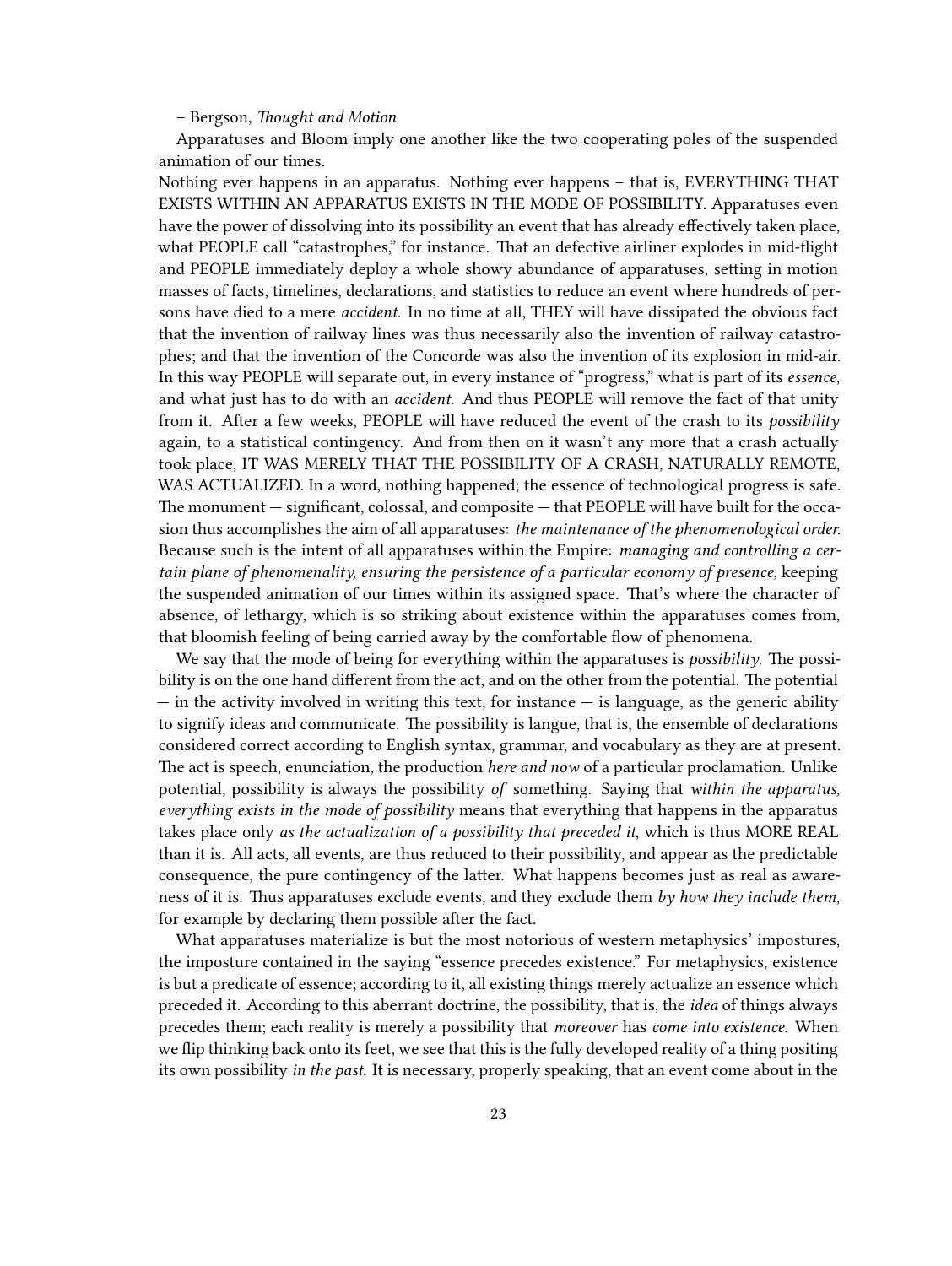– Bergson, *Thought and Motion*

Apparatuses and Bloom imply one another like the two cooperating poles of the suspended animation of our times.

Nothing ever happens in an apparatus. Nothing ever happens – that is, EVERYTHING THAT EXISTS WITHIN AN APPARATUS EXISTS IN THE MODE OF POSSIBILITY. Apparatuses even have the power of dissolving into its possibility an event that has already effectively taken place, what PEOPLE call "catastrophes," for instance. That an defective airliner explodes in mid-flight and PEOPLE immediately deploy a whole showy abundance of apparatuses, setting in motion masses of facts, timelines, declarations, and statistics to reduce an event where hundreds of persons have died to a mere *accident.* In no time at all, THEY will have dissipated the obvious fact that the invention of railway lines was thus necessarily also the invention of railway catastrophes; and that the invention of the Concorde was also the invention of its explosion in mid-air. In this way PEOPLE will separate out, in every instance of "progress," what is part of its *essence*, and what just has to do with an *accident.* And thus PEOPLE will remove the fact of that unity from it. After a few weeks, PEOPLE will have reduced the event of the crash to its *possibility* again, to a statistical contingency. And from then on it wasn't any more that a crash actually took place, IT WAS MERELY THAT THE POSSIBILITY OF A CRASH, NATURALLY REMOTE, WAS ACTUALIZED. In a word, nothing happened; the essence of technological progress is safe. The monument — significant, colossal, and composite — that PEOPLE will have built for the occasion thus accomplishes the aim of all apparatuses: *the maintenance of the phenomenological order.* Because such is the intent of all apparatuses within the Empire: *managing and controlling a certain plane of phenomenality, ensuring the persistence of a particular economy of presence*, keeping the suspended animation of our times within its assigned space. That's where the character of absence, of lethargy, which is so striking about existence within the apparatuses comes from, that bloomish feeling of being carried away by the comfortable flow of phenomena.

We say that the mode of being for everything within the apparatuses is *possibility.* The possibility is on the one hand different from the act, and on the other from the potential. The potential — in the activity involved in writing this text, for instance — is language, as the generic ability to signify ideas and communicate. The possibility is langue, that is, the ensemble of declarations considered correct according to English syntax, grammar, and vocabulary as they are at present. The act is speech, enunciation, the production *here and now* of a particular proclamation. Unlike potential, possibility is always the possibility *of* something. Saying that *within the apparatus, everything exists in the mode of possibility* means that everything that happens in the apparatus takes place only *as the actualization of a possibility that preceded it*, which is thus MORE REAL than it is. All acts, all events, are thus reduced to their possibility, and appear as the predictable consequence, the pure contingency of the latter. What happens becomes just as real as awareness of it is. Thus apparatuses exclude events, and they exclude them *by how they include them*, for example by declaring them possible after the fact.

What apparatuses materialize is but the most notorious of western metaphysics' impostures, the imposture contained in the saying "essence precedes existence." For metaphysics, existence is but a predicate of essence; according to it, all existing things merely actualize an essence which preceded it. According to this aberrant doctrine, the possibility, that is, the *idea* of things always precedes them; each reality is merely a possibility that *moreover* has *come into existence.* When we flip thinking back onto its feet, we see that this is the fully developed reality of a thing positing its own possibility *in the past.* It is necessary, properly speaking, that an event come about in the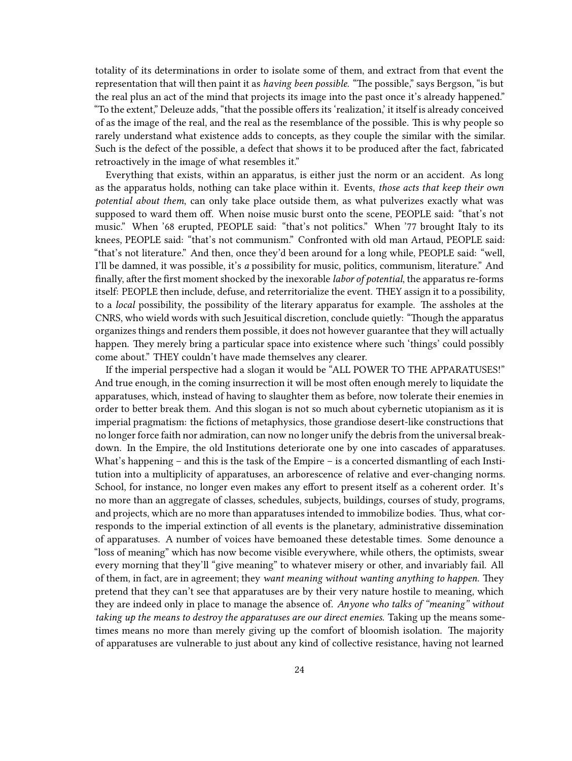totality of its determinations in order to isolate some of them, and extract from that event the representation that will then paint it as *having been possible.* "The possible," says Bergson, "is but the real plus an act of the mind that projects its image into the past once it's already happened." "To the extent," Deleuze adds, "that the possible offers its 'realization,' it itself is already conceived of as the image of the real, and the real as the resemblance of the possible. This is why people so rarely understand what existence adds to concepts, as they couple the similar with the similar. Such is the defect of the possible, a defect that shows it to be produced after the fact, fabricated retroactively in the image of what resembles it."

Everything that exists, within an apparatus, is either just the norm or an accident. As long as the apparatus holds, nothing can take place within it. Events, *those acts that keep their own potential about them,* can only take place outside them, as what pulverizes exactly what was supposed to ward them off. When noise music burst onto the scene, PEOPLE said: "that's not music." When '68 erupted, PEOPLE said: "that's not politics." When '77 brought Italy to its knees, PEOPLE said: "that's not communism." Confronted with old man Artaud, PEOPLE said: "that's not literature." And then, once they'd been around for a long while, PEOPLE said: "well, I'll be damned, it was possible, it's *a* possibility for music, politics, communism, literature." And finally, after the first moment shocked by the inexorable *labor of potential*, the apparatus re-forms itself: PEOPLE then include, defuse, and reterritorialize the event. THEY assign it to a possibility, to a *local* possibility, the possibility of the literary apparatus for example. The assholes at the CNRS, who wield words with such Jesuitical discretion, conclude quietly: "Though the apparatus organizes things and renders them possible, it does not however guarantee that they will actually happen. They merely bring a particular space into existence where such 'things' could possibly come about." THEY couldn't have made themselves any clearer.

If the imperial perspective had a slogan it would be "ALL POWER TO THE APPARATUSES!" And true enough, in the coming insurrection it will be most often enough merely to liquidate the apparatuses, which, instead of having to slaughter them as before, now tolerate their enemies in order to better break them. And this slogan is not so much about cybernetic utopianism as it is imperial pragmatism: the fictions of metaphysics, those grandiose desert-like constructions that no longer force faith nor admiration, can now no longer unify the debris from the universal breakdown. In the Empire, the old Institutions deteriorate one by one into cascades of apparatuses. What's happening – and this is the task of the Empire – is a concerted dismantling of each Institution into a multiplicity of apparatuses, an arborescence of relative and ever-changing norms. School, for instance, no longer even makes any effort to present itself as a coherent order. It's no more than an aggregate of classes, schedules, subjects, buildings, courses of study, programs, and projects, which are no more than apparatuses intended to immobilize bodies. Thus, what corresponds to the imperial extinction of all events is the planetary, administrative dissemination of apparatuses. A number of voices have bemoaned these detestable times. Some denounce a "loss of meaning" which has now become visible everywhere, while others, the optimists, swear every morning that they'll "give meaning" to whatever misery or other, and invariably fail. All of them, in fact, are in agreement; they *want meaning without wanting anything to happen.* They pretend that they can't see that apparatuses are by their very nature hostile to meaning, which they are indeed only in place to manage the absence of. *Anyone who talks of "meaning" without taking up the means to destroy the apparatuses are our direct enemies.* Taking up the means sometimes means no more than merely giving up the comfort of bloomish isolation. The majority of apparatuses are vulnerable to just about any kind of collective resistance, having not learned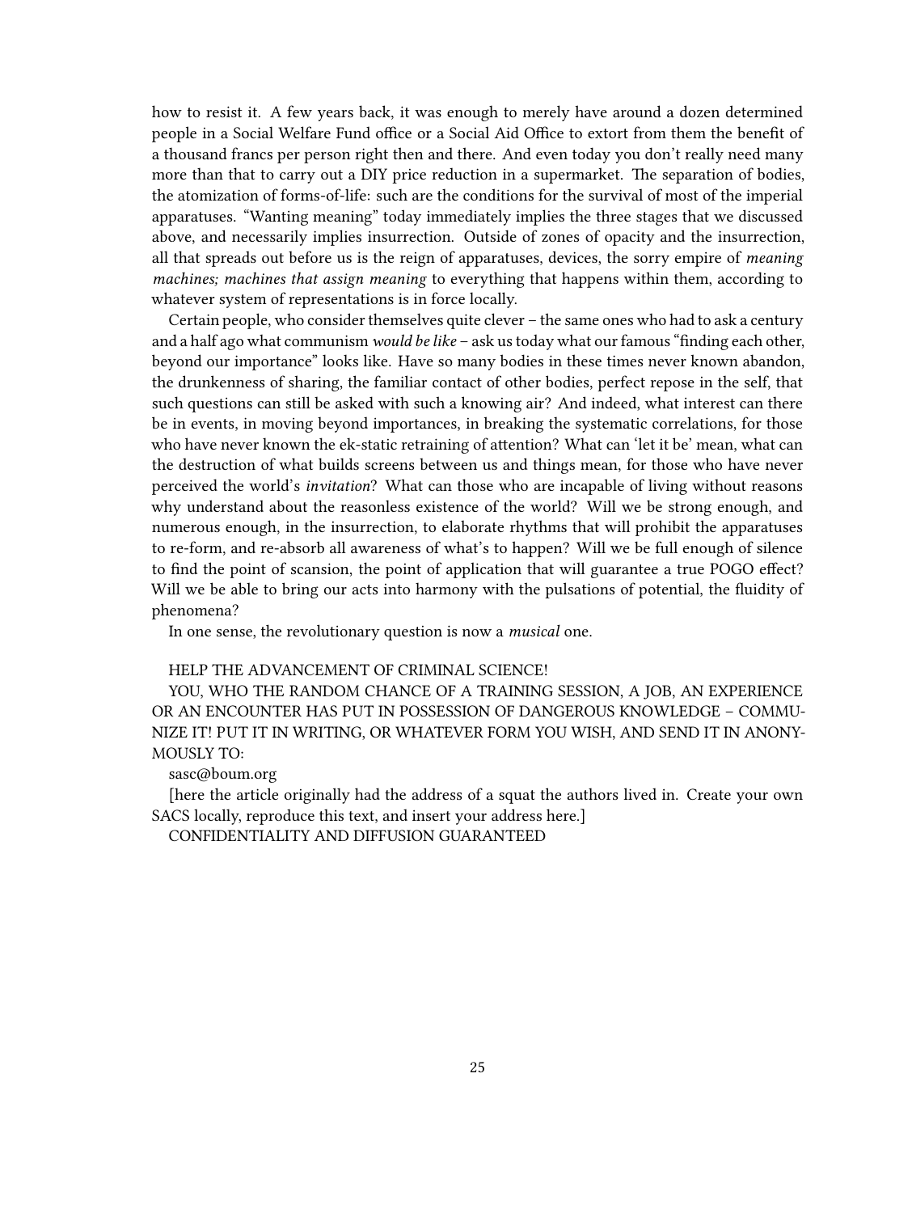how to resist it. A few years back, it was enough to merely have around a dozen determined people in a Social Welfare Fund office or a Social Aid Office to extort from them the benefit of a thousand francs per person right then and there. And even today you don't really need many more than that to carry out a DIY price reduction in a supermarket. The separation of bodies, the atomization of forms-of-life: such are the conditions for the survival of most of the imperial apparatuses. "Wanting meaning" today immediately implies the three stages that we discussed above, and necessarily implies insurrection. Outside of zones of opacity and the insurrection, all that spreads out before us is the reign of apparatuses, devices, the sorry empire of *meaning machines; machines that assign meaning* to everything that happens within them, according to whatever system of representations is in force locally.

Certain people, who consider themselves quite clever – the same ones who had to ask a century and a half ago what communism *would be like* – ask us today what our famous "finding each other, beyond our importance" looks like. Have so many bodies in these times never known abandon, the drunkenness of sharing, the familiar contact of other bodies, perfect repose in the self, that such questions can still be asked with such a knowing air? And indeed, what interest can there be in events, in moving beyond importances, in breaking the systematic correlations, for those who have never known the ek-static retraining of attention? What can 'let it be' mean, what can the destruction of what builds screens between us and things mean, for those who have never perceived the world's *invitation*? What can those who are incapable of living without reasons why understand about the reasonless existence of the world? Will we be strong enough, and numerous enough, in the insurrection, to elaborate rhythms that will prohibit the apparatuses to re-form, and re-absorb all awareness of what's to happen? Will we be full enough of silence to find the point of scansion, the point of application that will guarantee a true POGO effect? Will we be able to bring our acts into harmony with the pulsations of potential, the fluidity of phenomena?

In one sense, the revolutionary question is now a *musical* one.

HELP THE ADVANCEMENT OF CRIMINAL SCIENCE!

YOU, WHO THE RANDOM CHANCE OF A TRAINING SESSION, A JOB, AN EXPERIENCE OR AN ENCOUNTER HAS PUT IN POSSESSION OF DANGEROUS KNOWLEDGE – COMMUNIZE IT! PUT IT IN WRITING, OR WHATEVER FORM YOU WISH, AND SEND IT IN ANONYMOUSLY TO:

sasc@boum.org

[here the article originally had the address of a squat the authors lived in. Create your own SACS locally, reproduce this text, and insert your address here.]

CONFIDENTIALITY AND DIFFUSION GUARANTEED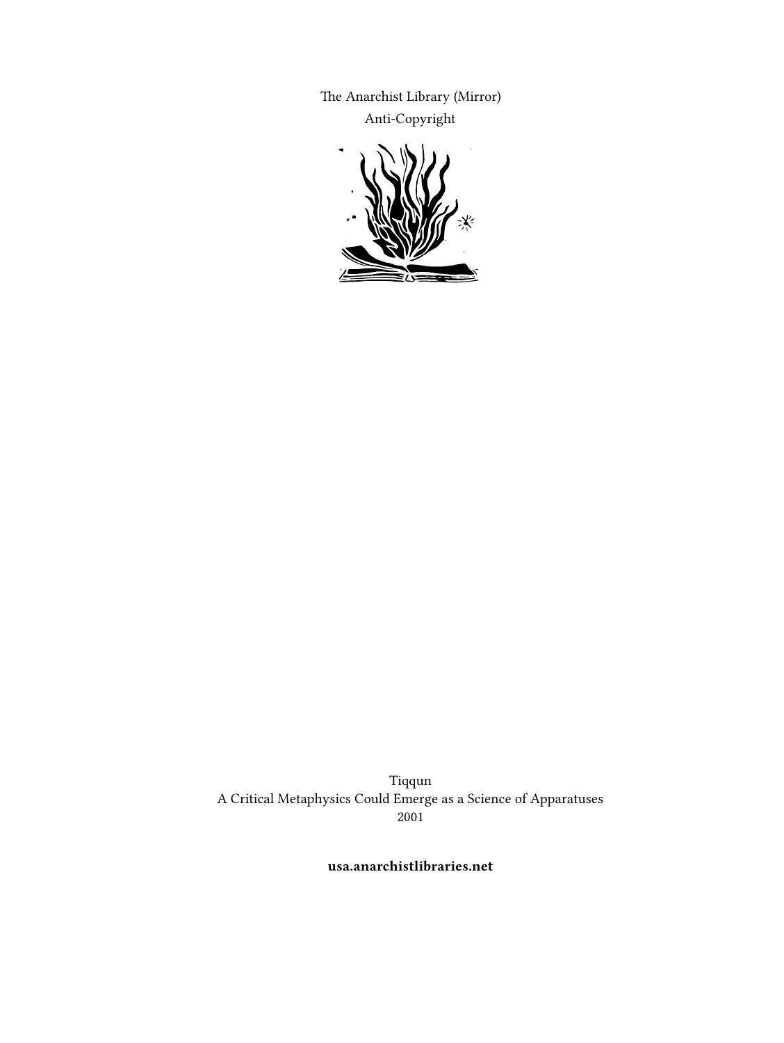The Anarchist Library (Mirror)
Anti-Copyright

Tiqqun
A Critical Metaphysics Could Emerge as a Science of Apparatuses
2001

**usa.anarchistlibraries.net**